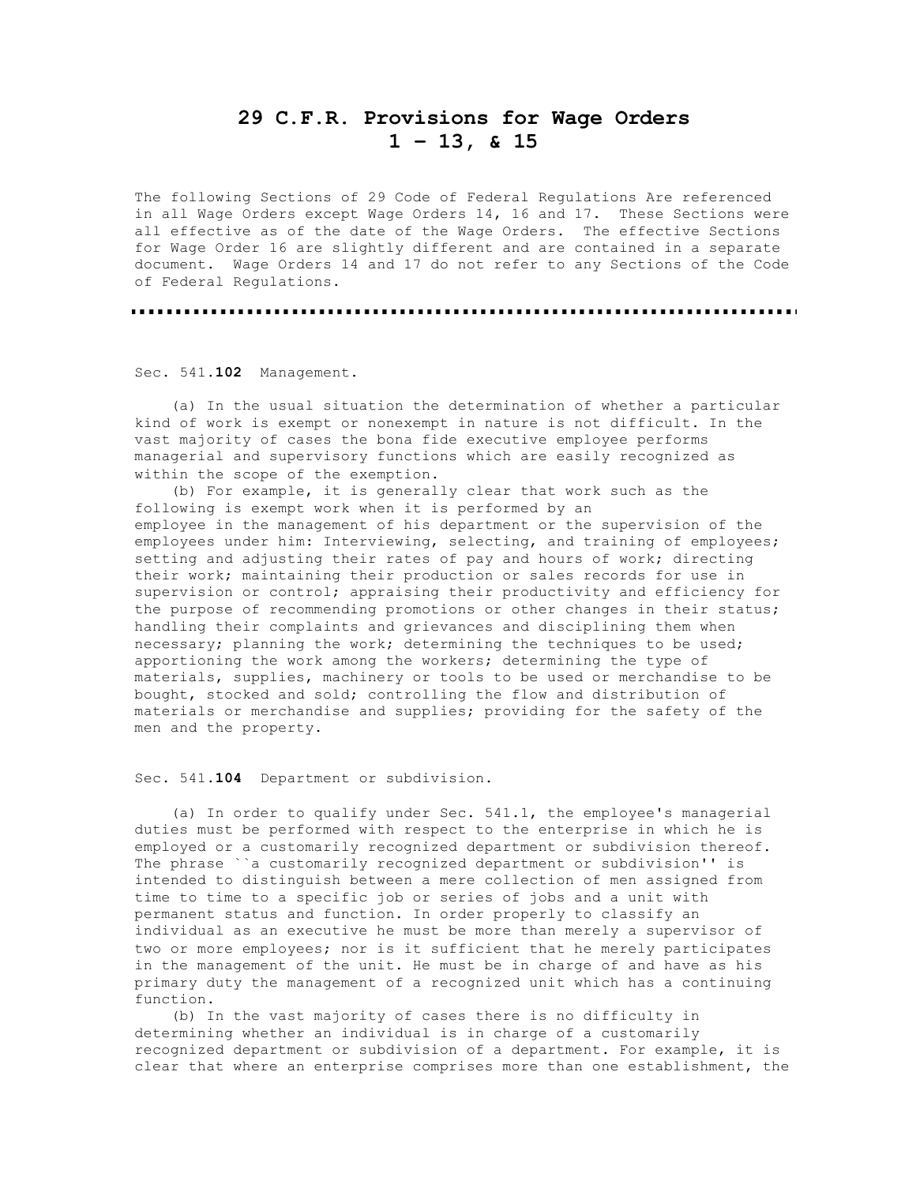# 29 C.F.R. Provisions for Wage Orders 1 – 13, & 15

The following Sections of 29 Code of Federal Regulations Are referenced in all Wage Orders except Wage Orders 14, 16 and 17. These Sections were all effective as of the date of the Wage Orders. The effective Sections for Wage Order 16 are slightly different and are contained in a separate document. Wage Orders 14 and 17 do not refer to any Sections of the Code of Federal Regulations.

---

Sec. 541.**102** Management.

(a) In the usual situation the determination of whether a particular kind of work is exempt or nonexempt in nature is not difficult. In the vast majority of cases the bona fide executive employee performs managerial and supervisory functions which are easily recognized as within the scope of the exemption.

(b) For example, it is generally clear that work such as the following is exempt work when it is performed by an employee in the management of his department or the supervision of the employees under him: Interviewing, selecting, and training of employees; setting and adjusting their rates of pay and hours of work; directing their work; maintaining their production or sales records for use in supervision or control; appraising their productivity and efficiency for the purpose of recommending promotions or other changes in their status; handling their complaints and grievances and disciplining them when necessary; planning the work; determining the techniques to be used; apportioning the work among the workers; determining the type of materials, supplies, machinery or tools to be used or merchandise to be bought, stocked and sold; controlling the flow and distribution of materials or merchandise and supplies; providing for the safety of the men and the property.

Sec. 541.**104** Department or subdivision.

(a) In order to qualify under Sec. 541.1, the employee's managerial duties must be performed with respect to the enterprise in which he is employed or a customarily recognized department or subdivision thereof. The phrase ``a customarily recognized department or subdivision'' is intended to distinguish between a mere collection of men assigned from time to time to a specific job or series of jobs and a unit with permanent status and function. In order properly to classify an individual as an executive he must be more than merely a supervisor of two or more employees; nor is it sufficient that he merely participates in the management of the unit. He must be in charge of and have as his primary duty the management of a recognized unit which has a continuing function.

(b) In the vast majority of cases there is no difficulty in determining whether an individual is in charge of a customarily recognized department or subdivision of a department. For example, it is clear that where an enterprise comprises more than one establishment, the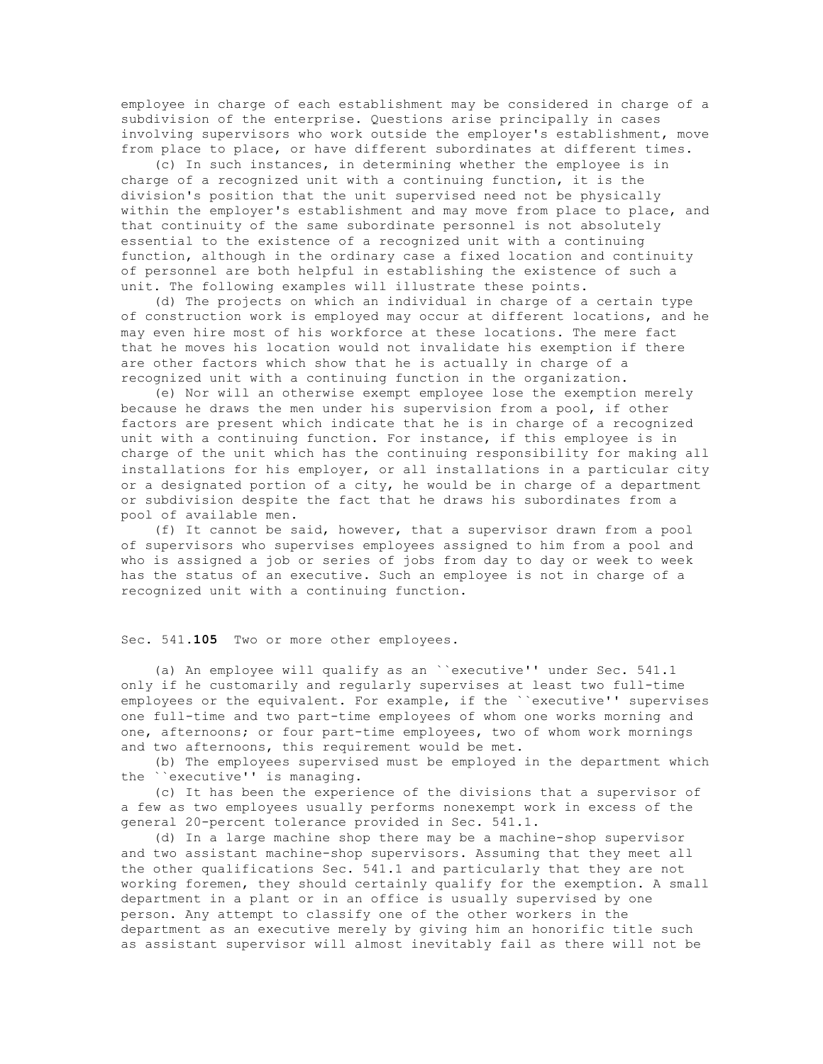employee in charge of each establishment may be considered in charge of a subdivision of the enterprise. Questions arise principally in cases involving supervisors who work outside the employer's establishment, move from place to place, or have different subordinates at different times.

(c) In such instances, in determining whether the employee is in charge of a recognized unit with a continuing function, it is the division's position that the unit supervised need not be physically within the employer's establishment and may move from place to place, and that continuity of the same subordinate personnel is not absolutely essential to the existence of a recognized unit with a continuing function, although in the ordinary case a fixed location and continuity of personnel are both helpful in establishing the existence of such a unit. The following examples will illustrate these points.

(d) The projects on which an individual in charge of a certain type of construction work is employed may occur at different locations, and he may even hire most of his workforce at these locations. The mere fact that he moves his location would not invalidate his exemption if there are other factors which show that he is actually in charge of a recognized unit with a continuing function in the organization.

(e) Nor will an otherwise exempt employee lose the exemption merely because he draws the men under his supervision from a pool, if other factors are present which indicate that he is in charge of a recognized unit with a continuing function. For instance, if this employee is in charge of the unit which has the continuing responsibility for making all installations for his employer, or all installations in a particular city or a designated portion of a city, he would be in charge of a department or subdivision despite the fact that he draws his subordinates from a pool of available men.

(f) It cannot be said, however, that a supervisor drawn from a pool of supervisors who supervises employees assigned to him from a pool and who is assigned a job or series of jobs from day to day or week to week has the status of an executive. Such an employee is not in charge of a recognized unit with a continuing function.

Sec. 541.**105** Two or more other employees.

(a) An employee will qualify as an ``executive'' under Sec. 541.1 only if he customarily and regularly supervises at least two full-time employees or the equivalent. For example, if the ``executive'' supervises one full-time and two part-time employees of whom one works morning and one, afternoons; or four part-time employees, two of whom work mornings and two afternoons, this requirement would be met.

(b) The employees supervised must be employed in the department which the ``executive'' is managing.

(c) It has been the experience of the divisions that a supervisor of a few as two employees usually performs nonexempt work in excess of the general 20-percent tolerance provided in Sec. 541.1.

(d) In a large machine shop there may be a machine-shop supervisor and two assistant machine-shop supervisors. Assuming that they meet all the other qualifications Sec. 541.1 and particularly that they are not working foremen, they should certainly qualify for the exemption. A small department in a plant or in an office is usually supervised by one person. Any attempt to classify one of the other workers in the department as an executive merely by giving him an honorific title such as assistant supervisor will almost inevitably fail as there will not be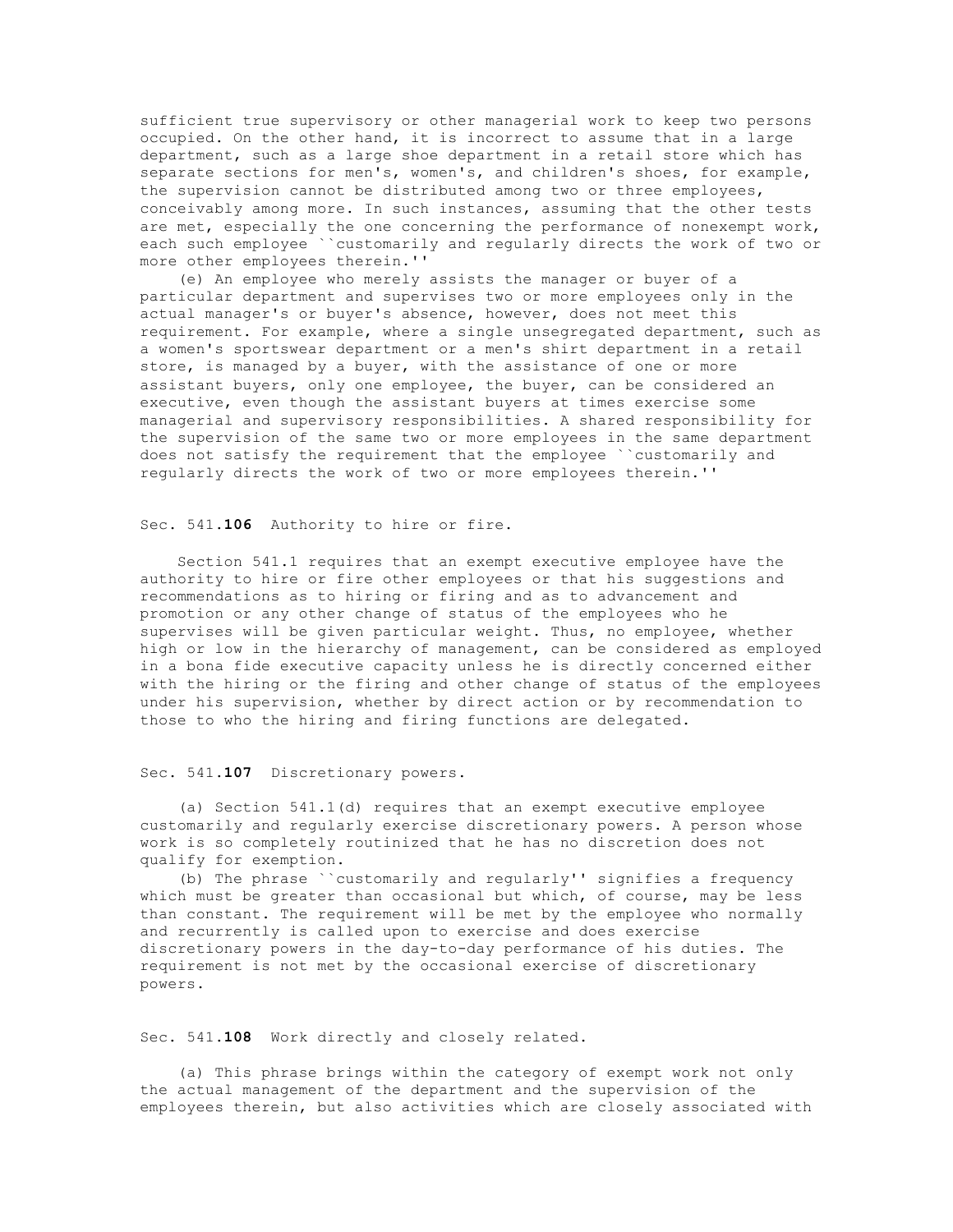sufficient true supervisory or other managerial work to keep two persons occupied. On the other hand, it is incorrect to assume that in a large department, such as a large shoe department in a retail store which has separate sections for men's, women's, and children's shoes, for example, the supervision cannot be distributed among two or three employees, conceivably among more. In such instances, assuming that the other tests are met, especially the one concerning the performance of nonexempt work, each such employee ``customarily and regularly directs the work of two or more other employees therein.''

(e) An employee who merely assists the manager or buyer of a particular department and supervises two or more employees only in the actual manager's or buyer's absence, however, does not meet this requirement. For example, where a single unsegregated department, such as a women's sportswear department or a men's shirt department in a retail store, is managed by a buyer, with the assistance of one or more assistant buyers, only one employee, the buyer, can be considered an executive, even though the assistant buyers at times exercise some managerial and supervisory responsibilities. A shared responsibility for the supervision of the same two or more employees in the same department does not satisfy the requirement that the employee ``customarily and regularly directs the work of two or more employees therein.''

Sec. 541.**106** Authority to hire or fire.

Section 541.1 requires that an exempt executive employee have the authority to hire or fire other employees or that his suggestions and recommendations as to hiring or firing and as to advancement and promotion or any other change of status of the employees who he supervises will be given particular weight. Thus, no employee, whether high or low in the hierarchy of management, can be considered as employed in a bona fide executive capacity unless he is directly concerned either with the hiring or the firing and other change of status of the employees under his supervision, whether by direct action or by recommendation to those to who the hiring and firing functions are delegated.

Sec. 541.**107** Discretionary powers.

(a) Section 541.1(d) requires that an exempt executive employee customarily and regularly exercise discretionary powers. A person whose work is so completely routinized that he has no discretion does not qualify for exemption.

(b) The phrase ``customarily and regularly'' signifies a frequency which must be greater than occasional but which, of course, may be less than constant. The requirement will be met by the employee who normally and recurrently is called upon to exercise and does exercise discretionary powers in the day-to-day performance of his duties. The requirement is not met by the occasional exercise of discretionary powers.

Sec. 541.**108** Work directly and closely related.

(a) This phrase brings within the category of exempt work not only the actual management of the department and the supervision of the employees therein, but also activities which are closely associated with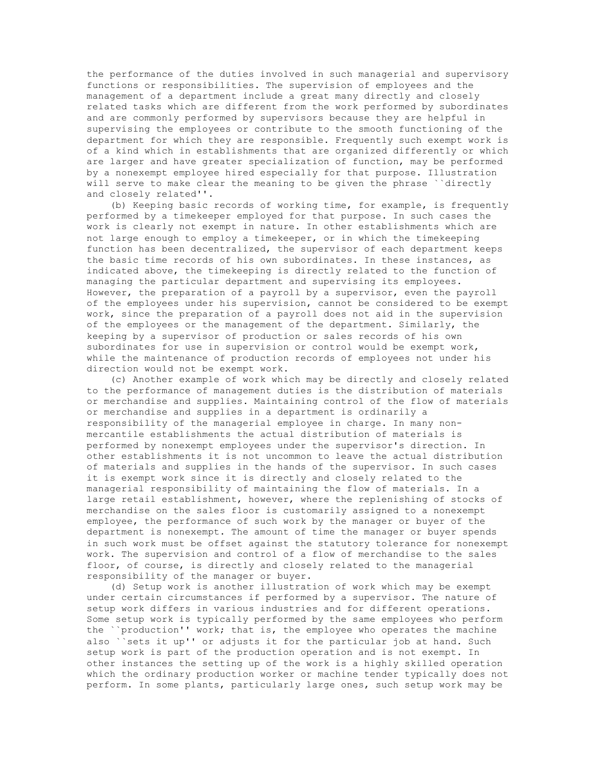the performance of the duties involved in such managerial and supervisory functions or responsibilities. The supervision of employees and the management of a department include a great many directly and closely related tasks which are different from the work performed by subordinates and are commonly performed by supervisors because they are helpful in supervising the employees or contribute to the smooth functioning of the department for which they are responsible. Frequently such exempt work is of a kind which in establishments that are organized differently or which are larger and have greater specialization of function, may be performed by a nonexempt employee hired especially for that purpose. Illustration will serve to make clear the meaning to be given the phrase ``directly and closely related''.

(b) Keeping basic records of working time, for example, is frequently performed by a timekeeper employed for that purpose. In such cases the work is clearly not exempt in nature. In other establishments which are not large enough to employ a timekeeper, or in which the timekeeping function has been decentralized, the supervisor of each department keeps the basic time records of his own subordinates. In these instances, as indicated above, the timekeeping is directly related to the function of managing the particular department and supervising its employees. However, the preparation of a payroll by a supervisor, even the payroll of the employees under his supervision, cannot be considered to be exempt work, since the preparation of a payroll does not aid in the supervision of the employees or the management of the department. Similarly, the keeping by a supervisor of production or sales records of his own subordinates for use in supervision or control would be exempt work, while the maintenance of production records of employees not under his direction would not be exempt work.

(c) Another example of work which may be directly and closely related to the performance of management duties is the distribution of materials or merchandise and supplies. Maintaining control of the flow of materials or merchandise and supplies in a department is ordinarily a responsibility of the managerial employee in charge. In many non-mercantile establishments the actual distribution of materials is performed by nonexempt employees under the supervisor's direction. In other establishments it is not uncommon to leave the actual distribution of materials and supplies in the hands of the supervisor. In such cases it is exempt work since it is directly and closely related to the managerial responsibility of maintaining the flow of materials. In a large retail establishment, however, where the replenishing of stocks of merchandise on the sales floor is customarily assigned to a nonexempt employee, the performance of such work by the manager or buyer of the department is nonexempt. The amount of time the manager or buyer spends in such work must be offset against the statutory tolerance for nonexempt work. The supervision and control of a flow of merchandise to the sales floor, of course, is directly and closely related to the managerial responsibility of the manager or buyer.

(d) Setup work is another illustration of work which may be exempt under certain circumstances if performed by a supervisor. The nature of setup work differs in various industries and for different operations. Some setup work is typically performed by the same employees who perform the ``production'' work; that is, the employee who operates the machine also ``sets it up'' or adjusts it for the particular job at hand. Such setup work is part of the production operation and is not exempt. In other instances the setting up of the work is a highly skilled operation which the ordinary production worker or machine tender typically does not perform. In some plants, particularly large ones, such setup work may be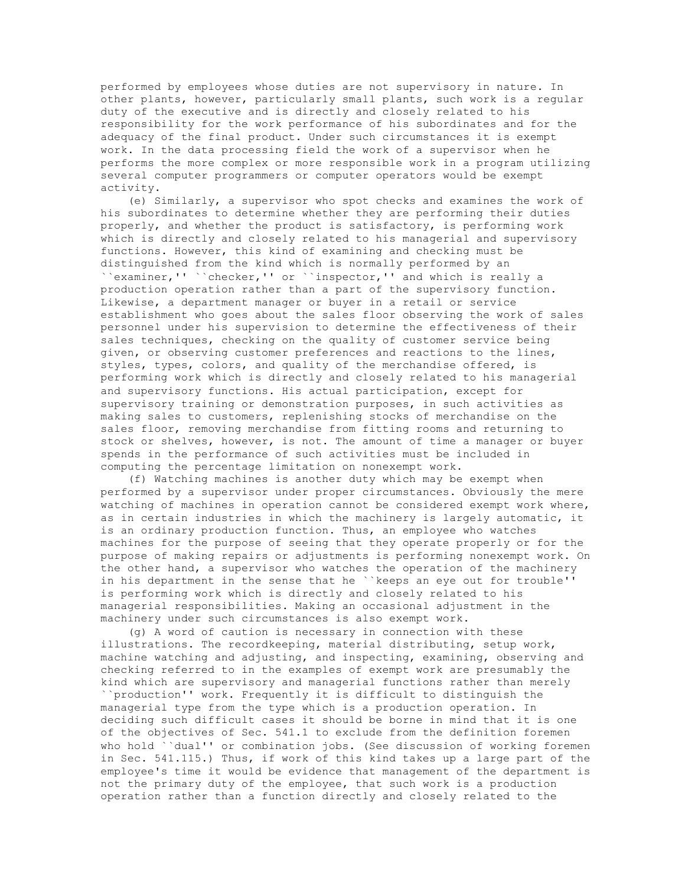performed by employees whose duties are not supervisory in nature. In other plants, however, particularly small plants, such work is a regular duty of the executive and is directly and closely related to his responsibility for the work performance of his subordinates and for the adequacy of the final product. Under such circumstances it is exempt work. In the data processing field the work of a supervisor when he performs the more complex or more responsible work in a program utilizing several computer programmers or computer operators would be exempt activity.

(e) Similarly, a supervisor who spot checks and examines the work of his subordinates to determine whether they are performing their duties properly, and whether the product is satisfactory, is performing work which is directly and closely related to his managerial and supervisory functions. However, this kind of examining and checking must be distinguished from the kind which is normally performed by an ``examiner,'' ``checker,'' or ``inspector,'' and which is really a production operation rather than a part of the supervisory function. Likewise, a department manager or buyer in a retail or service establishment who goes about the sales floor observing the work of sales personnel under his supervision to determine the effectiveness of their sales techniques, checking on the quality of customer service being given, or observing customer preferences and reactions to the lines, styles, types, colors, and quality of the merchandise offered, is performing work which is directly and closely related to his managerial and supervisory functions. His actual participation, except for supervisory training or demonstration purposes, in such activities as making sales to customers, replenishing stocks of merchandise on the sales floor, removing merchandise from fitting rooms and returning to stock or shelves, however, is not. The amount of time a manager or buyer spends in the performance of such activities must be included in computing the percentage limitation on nonexempt work.

(f) Watching machines is another duty which may be exempt when performed by a supervisor under proper circumstances. Obviously the mere watching of machines in operation cannot be considered exempt work where, as in certain industries in which the machinery is largely automatic, it is an ordinary production function. Thus, an employee who watches machines for the purpose of seeing that they operate properly or for the purpose of making repairs or adjustments is performing nonexempt work. On the other hand, a supervisor who watches the operation of the machinery in his department in the sense that he ``keeps an eye out for trouble'' is performing work which is directly and closely related to his managerial responsibilities. Making an occasional adjustment in the machinery under such circumstances is also exempt work.

(g) A word of caution is necessary in connection with these illustrations. The recordkeeping, material distributing, setup work, machine watching and adjusting, and inspecting, examining, observing and checking referred to in the examples of exempt work are presumably the kind which are supervisory and managerial functions rather than merely ``production'' work. Frequently it is difficult to distinguish the managerial type from the type which is a production operation. In deciding such difficult cases it should be borne in mind that it is one of the objectives of Sec. 541.1 to exclude from the definition foremen who hold ``dual'' or combination jobs. (See discussion of working foremen in Sec. 541.115.) Thus, if work of this kind takes up a large part of the employee's time it would be evidence that management of the department is not the primary duty of the employee, that such work is a production operation rather than a function directly and closely related to the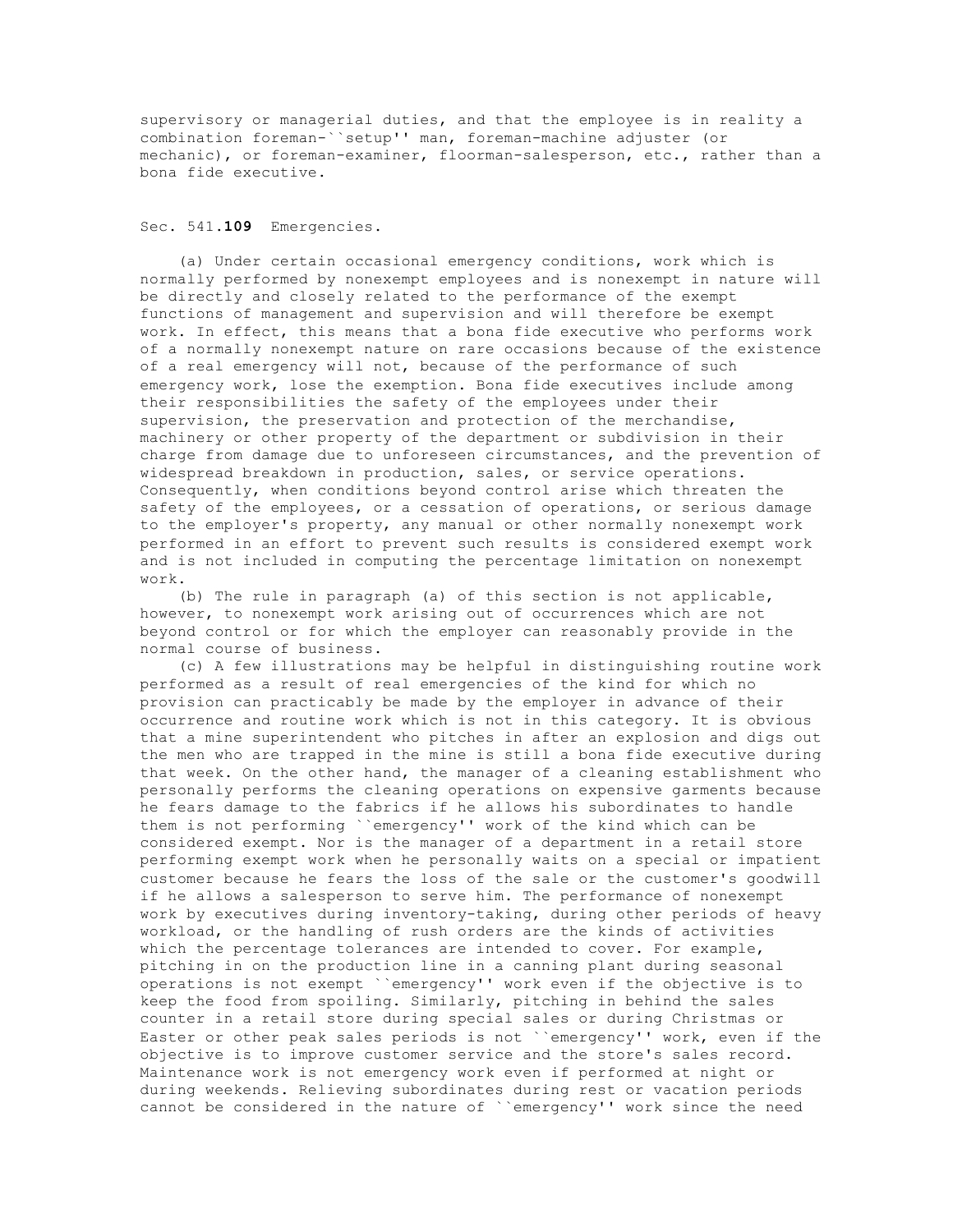supervisory or managerial duties, and that the employee is in reality a combination foreman-``setup'' man, foreman-machine adjuster (or mechanic), or foreman-examiner, floorman-salesperson, etc., rather than a bona fide executive.

## Sec. 541.**109** Emergencies.

(a) Under certain occasional emergency conditions, work which is normally performed by nonexempt employees and is nonexempt in nature will be directly and closely related to the performance of the exempt functions of management and supervision and will therefore be exempt work. In effect, this means that a bona fide executive who performs work of a normally nonexempt nature on rare occasions because of the existence of a real emergency will not, because of the performance of such emergency work, lose the exemption. Bona fide executives include among their responsibilities the safety of the employees under their supervision, the preservation and protection of the merchandise, machinery or other property of the department or subdivision in their charge from damage due to unforeseen circumstances, and the prevention of widespread breakdown in production, sales, or service operations. Consequently, when conditions beyond control arise which threaten the safety of the employees, or a cessation of operations, or serious damage to the employer's property, any manual or other normally nonexempt work performed in an effort to prevent such results is considered exempt work and is not included in computing the percentage limitation on nonexempt work.

(b) The rule in paragraph (a) of this section is not applicable, however, to nonexempt work arising out of occurrences which are not beyond control or for which the employer can reasonably provide in the normal course of business.

(c) A few illustrations may be helpful in distinguishing routine work performed as a result of real emergencies of the kind for which no provision can practicably be made by the employer in advance of their occurrence and routine work which is not in this category. It is obvious that a mine superintendent who pitches in after an explosion and digs out the men who are trapped in the mine is still a bona fide executive during that week. On the other hand, the manager of a cleaning establishment who personally performs the cleaning operations on expensive garments because he fears damage to the fabrics if he allows his subordinates to handle them is not performing ``emergency'' work of the kind which can be considered exempt. Nor is the manager of a department in a retail store performing exempt work when he personally waits on a special or impatient customer because he fears the loss of the sale or the customer's goodwill if he allows a salesperson to serve him. The performance of nonexempt work by executives during inventory-taking, during other periods of heavy workload, or the handling of rush orders are the kinds of activities which the percentage tolerances are intended to cover. For example, pitching in on the production line in a canning plant during seasonal operations is not exempt ``emergency'' work even if the objective is to keep the food from spoiling. Similarly, pitching in behind the sales counter in a retail store during special sales or during Christmas or Easter or other peak sales periods is not ``emergency'' work, even if the objective is to improve customer service and the store's sales record. Maintenance work is not emergency work even if performed at night or during weekends. Relieving subordinates during rest or vacation periods cannot be considered in the nature of ``emergency'' work since the need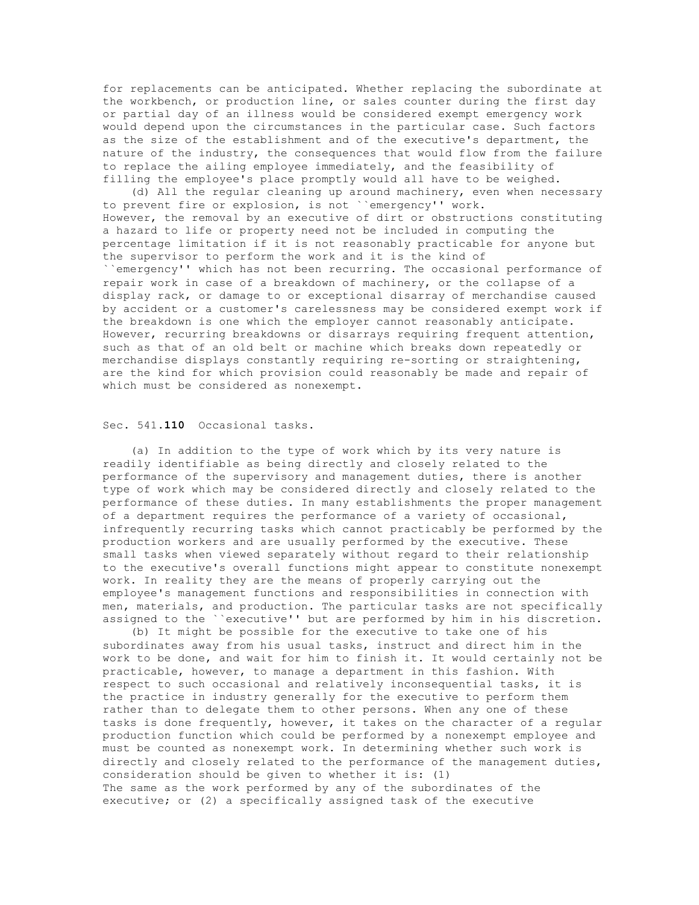for replacements can be anticipated. Whether replacing the subordinate at the workbench, or production line, or sales counter during the first day or partial day of an illness would be considered exempt emergency work would depend upon the circumstances in the particular case. Such factors as the size of the establishment and of the executive's department, the nature of the industry, the consequences that would flow from the failure to replace the ailing employee immediately, and the feasibility of filling the employee's place promptly would all have to be weighed.

(d) All the regular cleaning up around machinery, even when necessary to prevent fire or explosion, is not ``emergency'' work. However, the removal by an executive of dirt or obstructions constituting a hazard to life or property need not be included in computing the percentage limitation if it is not reasonably practicable for anyone but the supervisor to perform the work and it is the kind of ``emergency'' which has not been recurring. The occasional performance of repair work in case of a breakdown of machinery, or the collapse of a display rack, or damage to or exceptional disarray of merchandise caused by accident or a customer's carelessness may be considered exempt work if the breakdown is one which the employer cannot reasonably anticipate. However, recurring breakdowns or disarrays requiring frequent attention, such as that of an old belt or machine which breaks down repeatedly or merchandise displays constantly requiring re-sorting or straightening, are the kind for which provision could reasonably be made and repair of which must be considered as nonexempt.

Sec. 541.**110** Occasional tasks.

(a) In addition to the type of work which by its very nature is readily identifiable as being directly and closely related to the performance of the supervisory and management duties, there is another type of work which may be considered directly and closely related to the performance of these duties. In many establishments the proper management of a department requires the performance of a variety of occasional, infrequently recurring tasks which cannot practicably be performed by the production workers and are usually performed by the executive. These small tasks when viewed separately without regard to their relationship to the executive's overall functions might appear to constitute nonexempt work. In reality they are the means of properly carrying out the employee's management functions and responsibilities in connection with men, materials, and production. The particular tasks are not specifically assigned to the ``executive'' but are performed by him in his discretion.

(b) It might be possible for the executive to take one of his subordinates away from his usual tasks, instruct and direct him in the work to be done, and wait for him to finish it. It would certainly not be practicable, however, to manage a department in this fashion. With respect to such occasional and relatively inconsequential tasks, it is the practice in industry generally for the executive to perform them rather than to delegate them to other persons. When any one of these tasks is done frequently, however, it takes on the character of a regular production function which could be performed by a nonexempt employee and must be counted as nonexempt work. In determining whether such work is directly and closely related to the performance of the management duties, consideration should be given to whether it is: (1) The same as the work performed by any of the subordinates of the executive; or (2) a specifically assigned task of the executive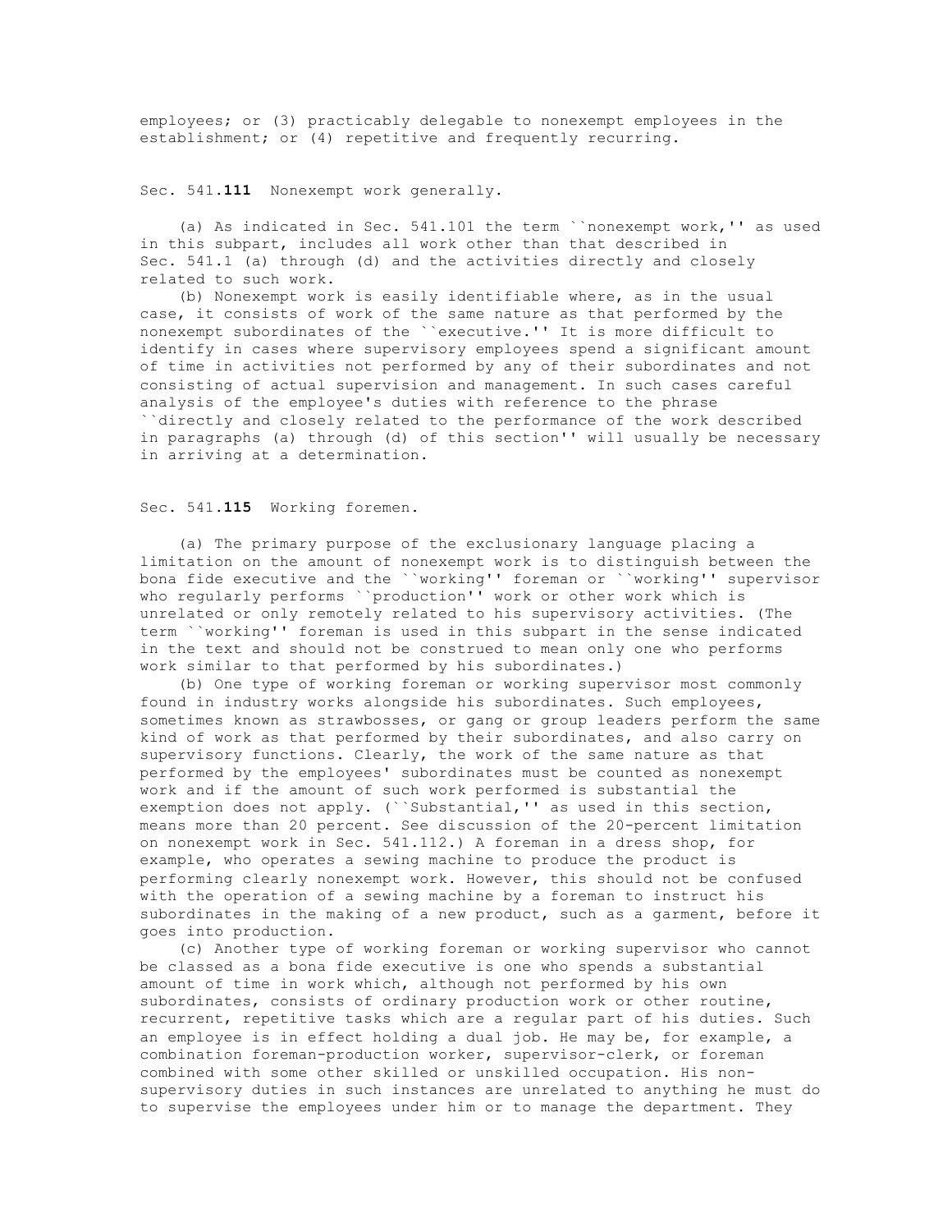employees; or (3) practicably delegable to nonexempt employees in the establishment; or (4) repetitive and frequently recurring.

## Sec. 541.**111** Nonexempt work generally.

(a) As indicated in Sec. 541.101 the term ``nonexempt work,'' as used in this subpart, includes all work other than that described in Sec. 541.1 (a) through (d) and the activities directly and closely related to such work.

(b) Nonexempt work is easily identifiable where, as in the usual case, it consists of work of the same nature as that performed by the nonexempt subordinates of the ``executive.'' It is more difficult to identify in cases where supervisory employees spend a significant amount of time in activities not performed by any of their subordinates and not consisting of actual supervision and management. In such cases careful analysis of the employee's duties with reference to the phrase ``directly and closely related to the performance of the work described in paragraphs (a) through (d) of this section'' will usually be necessary in arriving at a determination.

## Sec. 541.**115** Working foremen.

(a) The primary purpose of the exclusionary language placing a limitation on the amount of nonexempt work is to distinguish between the bona fide executive and the ``working'' foreman or ``working'' supervisor who regularly performs ``production'' work or other work which is unrelated or only remotely related to his supervisory activities. (The term ``working'' foreman is used in this subpart in the sense indicated in the text and should not be construed to mean only one who performs work similar to that performed by his subordinates.)

(b) One type of working foreman or working supervisor most commonly found in industry works alongside his subordinates. Such employees, sometimes known as strawbosses, or gang or group leaders perform the same kind of work as that performed by their subordinates, and also carry on supervisory functions. Clearly, the work of the same nature as that performed by the employees' subordinates must be counted as nonexempt work and if the amount of such work performed is substantial the exemption does not apply. (``Substantial,'' as used in this section, means more than 20 percent. See discussion of the 20-percent limitation on nonexempt work in Sec. 541.112.) A foreman in a dress shop, for example, who operates a sewing machine to produce the product is performing clearly nonexempt work. However, this should not be confused with the operation of a sewing machine by a foreman to instruct his subordinates in the making of a new product, such as a garment, before it goes into production.

(c) Another type of working foreman or working supervisor who cannot be classed as a bona fide executive is one who spends a substantial amount of time in work which, although not performed by his own subordinates, consists of ordinary production work or other routine, recurrent, repetitive tasks which are a regular part of his duties. Such an employee is in effect holding a dual job. He may be, for example, a combination foreman-production worker, supervisor-clerk, or foreman combined with some other skilled or unskilled occupation. His non-supervisory duties in such instances are unrelated to anything he must do to supervise the employees under him or to manage the department. They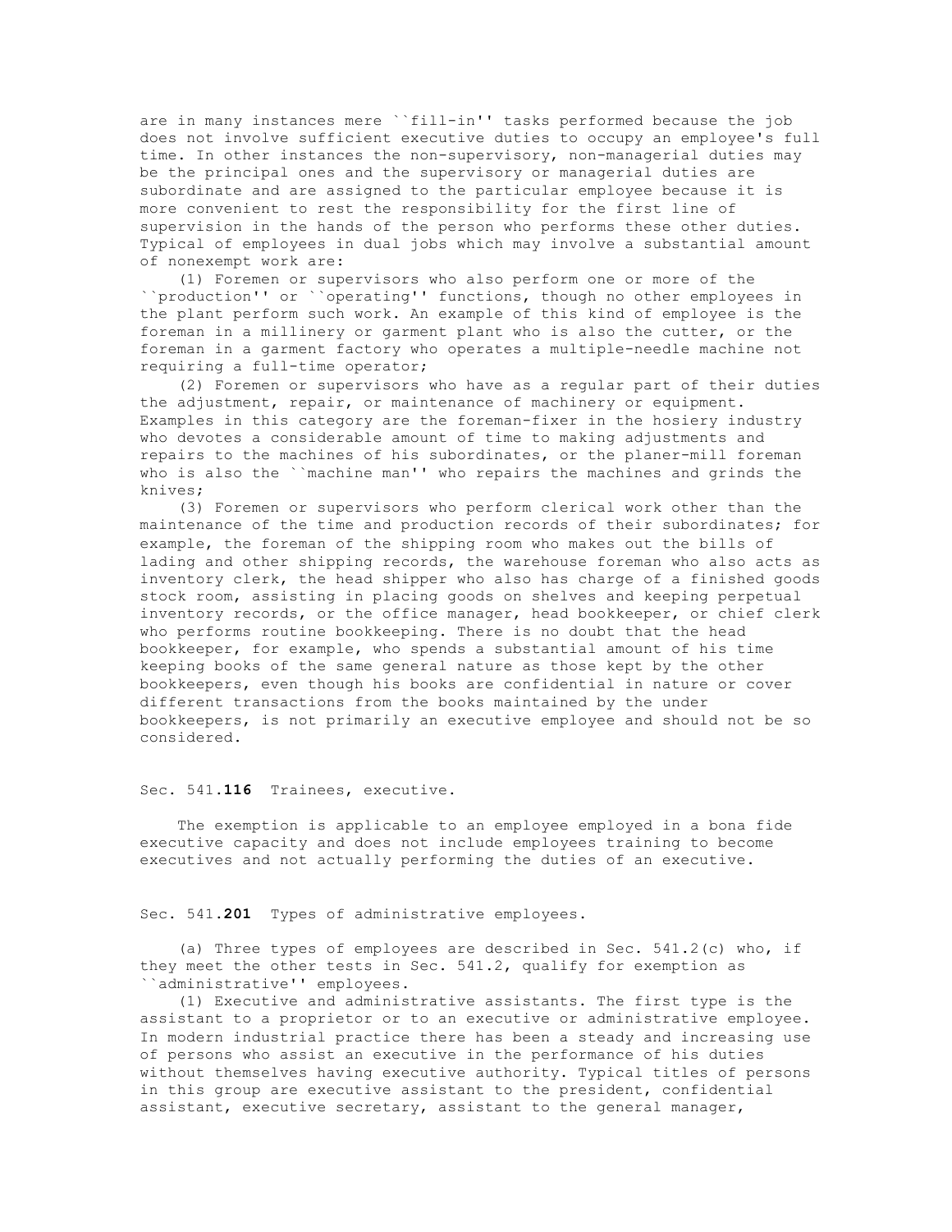are in many instances mere ``fill-in'' tasks performed because the job does not involve sufficient executive duties to occupy an employee's full time. In other instances the non-supervisory, non-managerial duties may be the principal ones and the supervisory or managerial duties are subordinate and are assigned to the particular employee because it is more convenient to rest the responsibility for the first line of supervision in the hands of the person who performs these other duties. Typical of employees in dual jobs which may involve a substantial amount of nonexempt work are:

(1) Foremen or supervisors who also perform one or more of the ``production'' or ``operating'' functions, though no other employees in the plant perform such work. An example of this kind of employee is the foreman in a millinery or garment plant who is also the cutter, or the foreman in a garment factory who operates a multiple-needle machine not requiring a full-time operator;

(2) Foremen or supervisors who have as a regular part of their duties the adjustment, repair, or maintenance of machinery or equipment. Examples in this category are the foreman-fixer in the hosiery industry who devotes a considerable amount of time to making adjustments and repairs to the machines of his subordinates, or the planer-mill foreman who is also the ``machine man'' who repairs the machines and grinds the knives;

(3) Foremen or supervisors who perform clerical work other than the maintenance of the time and production records of their subordinates; for example, the foreman of the shipping room who makes out the bills of lading and other shipping records, the warehouse foreman who also acts as inventory clerk, the head shipper who also has charge of a finished goods stock room, assisting in placing goods on shelves and keeping perpetual inventory records, or the office manager, head bookkeeper, or chief clerk who performs routine bookkeeping. There is no doubt that the head bookkeeper, for example, who spends a substantial amount of his time keeping books of the same general nature as those kept by the other bookkeepers, even though his books are confidential in nature or cover different transactions from the books maintained by the under bookkeepers, is not primarily an executive employee and should not be so considered.

Sec. 541.**116** Trainees, executive.

The exemption is applicable to an employee employed in a bona fide executive capacity and does not include employees training to become executives and not actually performing the duties of an executive.

Sec. 541.**201** Types of administrative employees.

(a) Three types of employees are described in Sec. 541.2(c) who, if they meet the other tests in Sec. 541.2, qualify for exemption as ``administrative'' employees.

(1) Executive and administrative assistants. The first type is the assistant to a proprietor or to an executive or administrative employee. In modern industrial practice there has been a steady and increasing use of persons who assist an executive in the performance of his duties without themselves having executive authority. Typical titles of persons in this group are executive assistant to the president, confidential assistant, executive secretary, assistant to the general manager,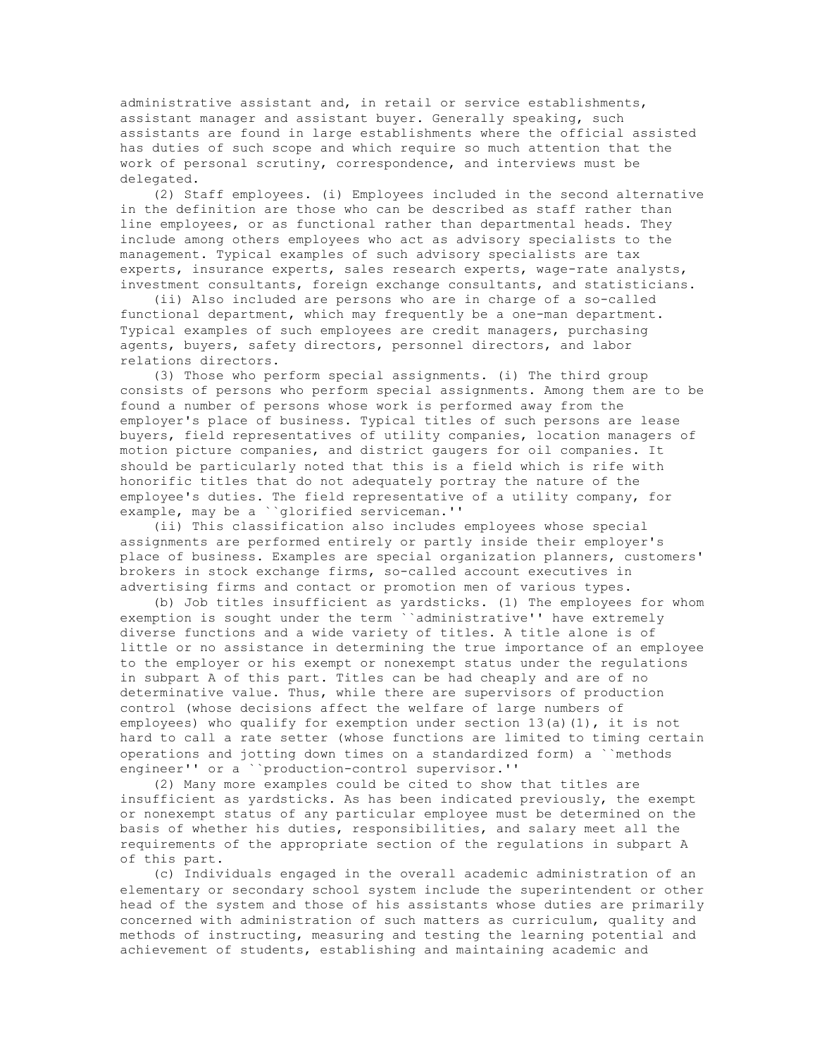administrative assistant and, in retail or service establishments, assistant manager and assistant buyer. Generally speaking, such assistants are found in large establishments where the official assisted has duties of such scope and which require so much attention that the work of personal scrutiny, correspondence, and interviews must be delegated.

(2) Staff employees. (i) Employees included in the second alternative in the definition are those who can be described as staff rather than line employees, or as functional rather than departmental heads. They include among others employees who act as advisory specialists to the management. Typical examples of such advisory specialists are tax experts, insurance experts, sales research experts, wage-rate analysts, investment consultants, foreign exchange consultants, and statisticians.

(ii) Also included are persons who are in charge of a so-called functional department, which may frequently be a one-man department. Typical examples of such employees are credit managers, purchasing agents, buyers, safety directors, personnel directors, and labor relations directors.

(3) Those who perform special assignments. (i) The third group consists of persons who perform special assignments. Among them are to be found a number of persons whose work is performed away from the employer's place of business. Typical titles of such persons are lease buyers, field representatives of utility companies, location managers of motion picture companies, and district gaugers for oil companies. It should be particularly noted that this is a field which is rife with honorific titles that do not adequately portray the nature of the employee's duties. The field representative of a utility company, for example, may be a ``glorified serviceman.''

(ii) This classification also includes employees whose special assignments are performed entirely or partly inside their employer's place of business. Examples are special organization planners, customers' brokers in stock exchange firms, so-called account executives in advertising firms and contact or promotion men of various types.

(b) Job titles insufficient as yardsticks. (1) The employees for whom exemption is sought under the term ``administrative'' have extremely diverse functions and a wide variety of titles. A title alone is of little or no assistance in determining the true importance of an employee to the employer or his exempt or nonexempt status under the regulations in subpart A of this part. Titles can be had cheaply and are of no determinative value. Thus, while there are supervisors of production control (whose decisions affect the welfare of large numbers of employees) who qualify for exemption under section 13(a)(1), it is not hard to call a rate setter (whose functions are limited to timing certain operations and jotting down times on a standardized form) a ``methods engineer'' or a ``production-control supervisor.''

(2) Many more examples could be cited to show that titles are insufficient as yardsticks. As has been indicated previously, the exempt or nonexempt status of any particular employee must be determined on the basis of whether his duties, responsibilities, and salary meet all the requirements of the appropriate section of the regulations in subpart A of this part.

(c) Individuals engaged in the overall academic administration of an elementary or secondary school system include the superintendent or other head of the system and those of his assistants whose duties are primarily concerned with administration of such matters as curriculum, quality and methods of instructing, measuring and testing the learning potential and achievement of students, establishing and maintaining academic and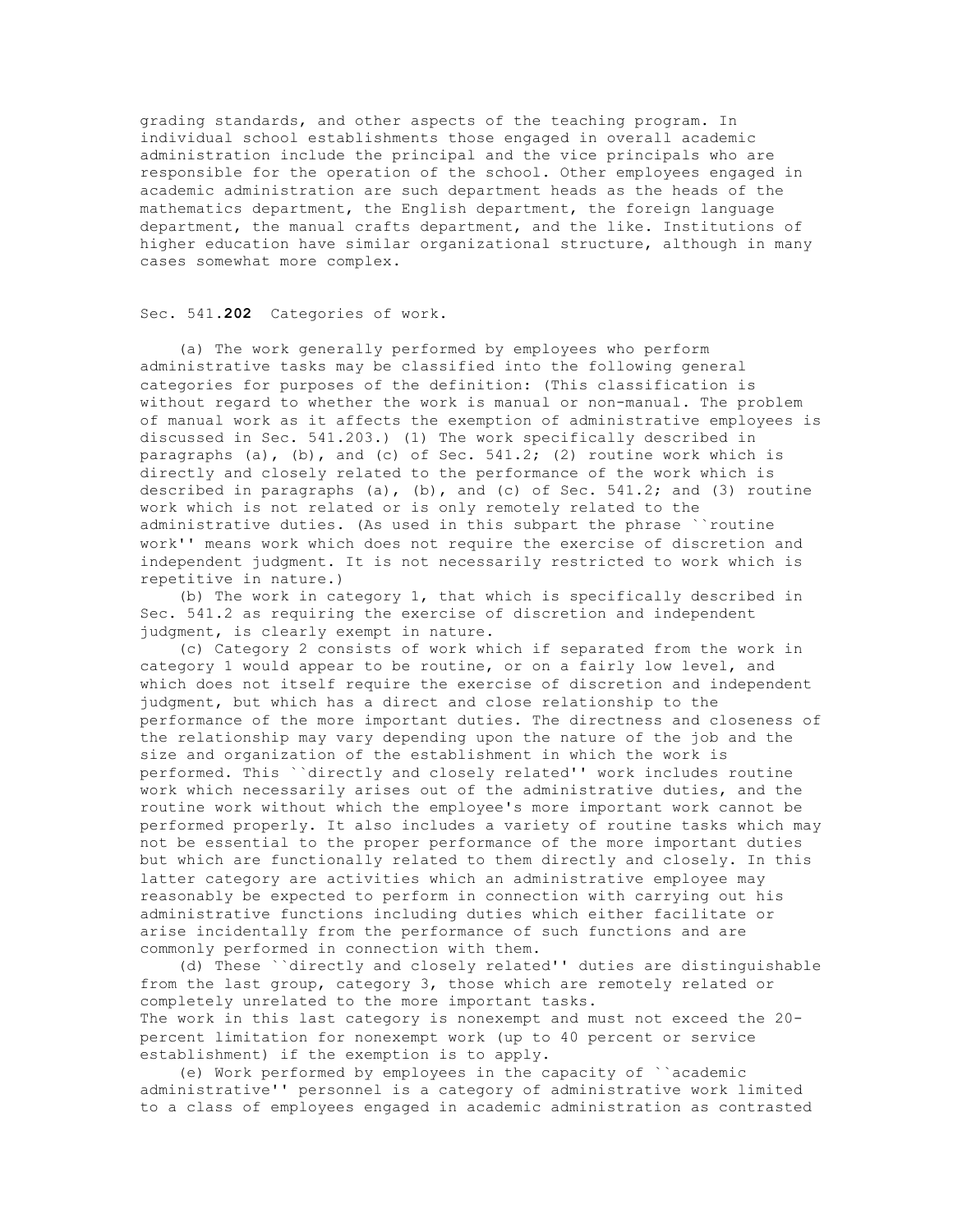grading standards, and other aspects of the teaching program. In individual school establishments those engaged in overall academic administration include the principal and the vice principals who are responsible for the operation of the school. Other employees engaged in academic administration are such department heads as the heads of the mathematics department, the English department, the foreign language department, the manual crafts department, and the like. Institutions of higher education have similar organizational structure, although in many cases somewhat more complex.

## Sec. 541.**202** Categories of work.

(a) The work generally performed by employees who perform administrative tasks may be classified into the following general categories for purposes of the definition: (This classification is without regard to whether the work is manual or non-manual. The problem of manual work as it affects the exemption of administrative employees is discussed in Sec. 541.203.) (1) The work specifically described in paragraphs (a), (b), and (c) of Sec. 541.2; (2) routine work which is directly and closely related to the performance of the work which is described in paragraphs (a), (b), and (c) of Sec. 541.2; and (3) routine work which is not related or is only remotely related to the administrative duties. (As used in this subpart the phrase ``routine work'' means work which does not require the exercise of discretion and independent judgment. It is not necessarily restricted to work which is repetitive in nature.)

(b) The work in category 1, that which is specifically described in Sec. 541.2 as requiring the exercise of discretion and independent judgment, is clearly exempt in nature.

(c) Category 2 consists of work which if separated from the work in category 1 would appear to be routine, or on a fairly low level, and which does not itself require the exercise of discretion and independent judgment, but which has a direct and close relationship to the performance of the more important duties. The directness and closeness of the relationship may vary depending upon the nature of the job and the size and organization of the establishment in which the work is performed. This ``directly and closely related'' work includes routine work which necessarily arises out of the administrative duties, and the routine work without which the employee's more important work cannot be performed properly. It also includes a variety of routine tasks which may not be essential to the proper performance of the more important duties but which are functionally related to them directly and closely. In this latter category are activities which an administrative employee may reasonably be expected to perform in connection with carrying out his administrative functions including duties which either facilitate or arise incidentally from the performance of such functions and are commonly performed in connection with them.

(d) These ``directly and closely related'' duties are distinguishable from the last group, category 3, those which are remotely related or completely unrelated to the more important tasks.
The work in this last category is nonexempt and must not exceed the 20-percent limitation for nonexempt work (up to 40 percent or service establishment) if the exemption is to apply.

(e) Work performed by employees in the capacity of ``academic administrative'' personnel is a category of administrative work limited to a class of employees engaged in academic administration as contrasted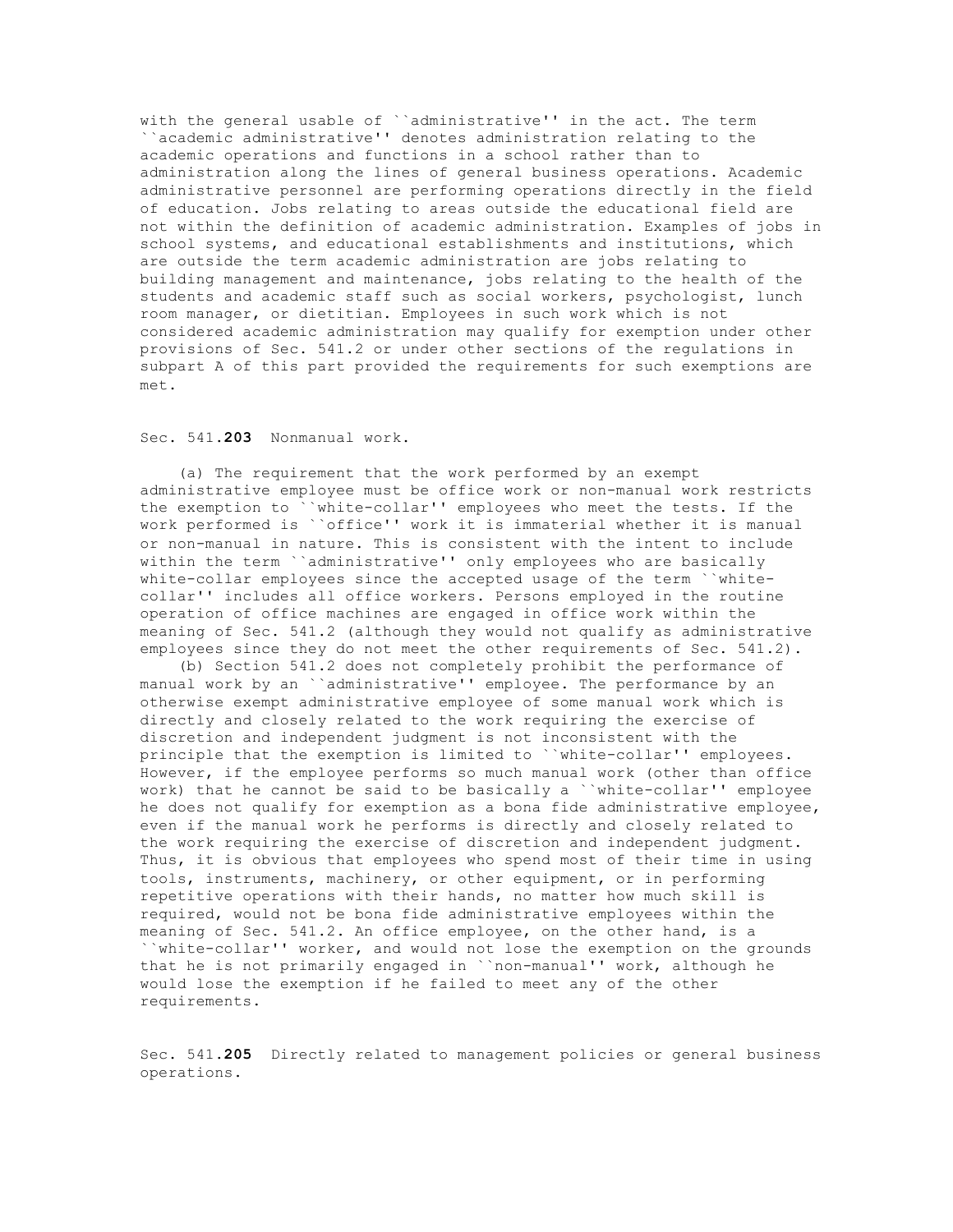with the general usable of ``administrative'' in the act. The term ``academic administrative'' denotes administration relating to the academic operations and functions in a school rather than to administration along the lines of general business operations. Academic administrative personnel are performing operations directly in the field of education. Jobs relating to areas outside the educational field are not within the definition of academic administration. Examples of jobs in school systems, and educational establishments and institutions, which are outside the term academic administration are jobs relating to building management and maintenance, jobs relating to the health of the students and academic staff such as social workers, psychologist, lunch room manager, or dietitian. Employees in such work which is not considered academic administration may qualify for exemption under other provisions of Sec. 541.2 or under other sections of the regulations in subpart A of this part provided the requirements for such exemptions are met.

Sec. 541.**203** Nonmanual work.

(a) The requirement that the work performed by an exempt administrative employee must be office work or non-manual work restricts the exemption to ``white-collar'' employees who meet the tests. If the work performed is ``office'' work it is immaterial whether it is manual or non-manual in nature. This is consistent with the intent to include within the term ``administrative'' only employees who are basically white-collar employees since the accepted usage of the term ``white-collar'' includes all office workers. Persons employed in the routine operation of office machines are engaged in office work within the meaning of Sec. 541.2 (although they would not qualify as administrative employees since they do not meet the other requirements of Sec. 541.2).

(b) Section 541.2 does not completely prohibit the performance of manual work by an ``administrative'' employee. The performance by an otherwise exempt administrative employee of some manual work which is directly and closely related to the work requiring the exercise of discretion and independent judgment is not inconsistent with the principle that the exemption is limited to ``white-collar'' employees. However, if the employee performs so much manual work (other than office work) that he cannot be said to be basically a ``white-collar'' employee he does not qualify for exemption as a bona fide administrative employee, even if the manual work he performs is directly and closely related to the work requiring the exercise of discretion and independent judgment. Thus, it is obvious that employees who spend most of their time in using tools, instruments, machinery, or other equipment, or in performing repetitive operations with their hands, no matter how much skill is required, would not be bona fide administrative employees within the meaning of Sec. 541.2. An office employee, on the other hand, is a ``white-collar'' worker, and would not lose the exemption on the grounds that he is not primarily engaged in ``non-manual'' work, although he would lose the exemption if he failed to meet any of the other requirements.

Sec. 541.**205** Directly related to management policies or general business operations.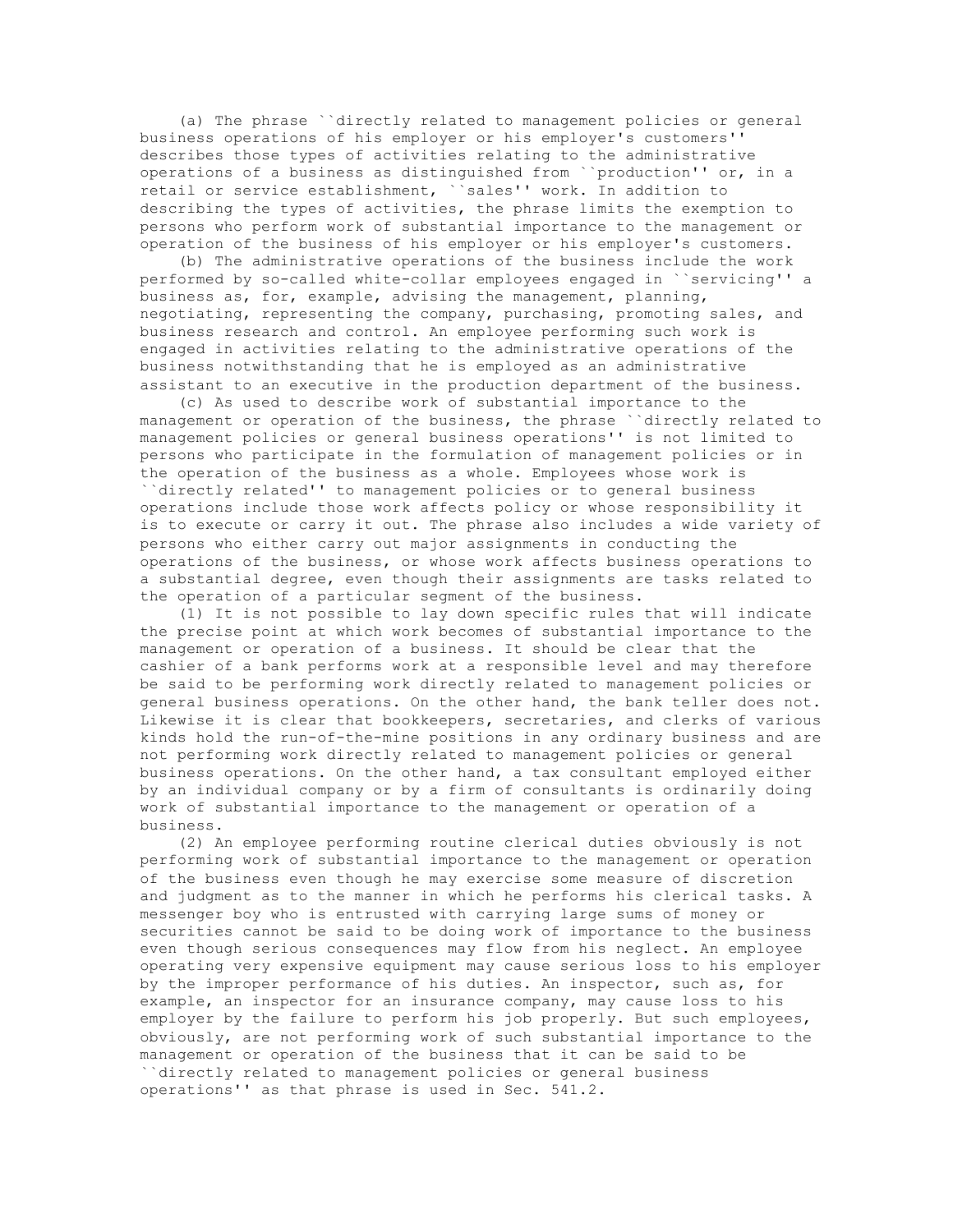(a) The phrase ``directly related to management policies or general business operations of his employer or his employer's customers'' describes those types of activities relating to the administrative operations of a business as distinguished from ``production'' or, in a retail or service establishment, ``sales'' work. In addition to describing the types of activities, the phrase limits the exemption to persons who perform work of substantial importance to the management or operation of the business of his employer or his employer's customers.

(b) The administrative operations of the business include the work performed by so-called white-collar employees engaged in ``servicing'' a business as, for, example, advising the management, planning, negotiating, representing the company, purchasing, promoting sales, and business research and control. An employee performing such work is engaged in activities relating to the administrative operations of the business notwithstanding that he is employed as an administrative assistant to an executive in the production department of the business.

(c) As used to describe work of substantial importance to the management or operation of the business, the phrase ``directly related to management policies or general business operations'' is not limited to persons who participate in the formulation of management policies or in the operation of the business as a whole. Employees whose work is ``directly related'' to management policies or to general business operations include those work affects policy or whose responsibility it is to execute or carry it out. The phrase also includes a wide variety of persons who either carry out major assignments in conducting the operations of the business, or whose work affects business operations to a substantial degree, even though their assignments are tasks related to the operation of a particular segment of the business.

(1) It is not possible to lay down specific rules that will indicate the precise point at which work becomes of substantial importance to the management or operation of a business. It should be clear that the cashier of a bank performs work at a responsible level and may therefore be said to be performing work directly related to management policies or general business operations. On the other hand, the bank teller does not. Likewise it is clear that bookkeepers, secretaries, and clerks of various kinds hold the run-of-the-mine positions in any ordinary business and are not performing work directly related to management policies or general business operations. On the other hand, a tax consultant employed either by an individual company or by a firm of consultants is ordinarily doing work of substantial importance to the management or operation of a business.

(2) An employee performing routine clerical duties obviously is not performing work of substantial importance to the management or operation of the business even though he may exercise some measure of discretion and judgment as to the manner in which he performs his clerical tasks. A messenger boy who is entrusted with carrying large sums of money or securities cannot be said to be doing work of importance to the business even though serious consequences may flow from his neglect. An employee operating very expensive equipment may cause serious loss to his employer by the improper performance of his duties. An inspector, such as, for example, an inspector for an insurance company, may cause loss to his employer by the failure to perform his job properly. But such employees, obviously, are not performing work of such substantial importance to the management or operation of the business that it can be said to be ``directly related to management policies or general business operations'' as that phrase is used in Sec. 541.2.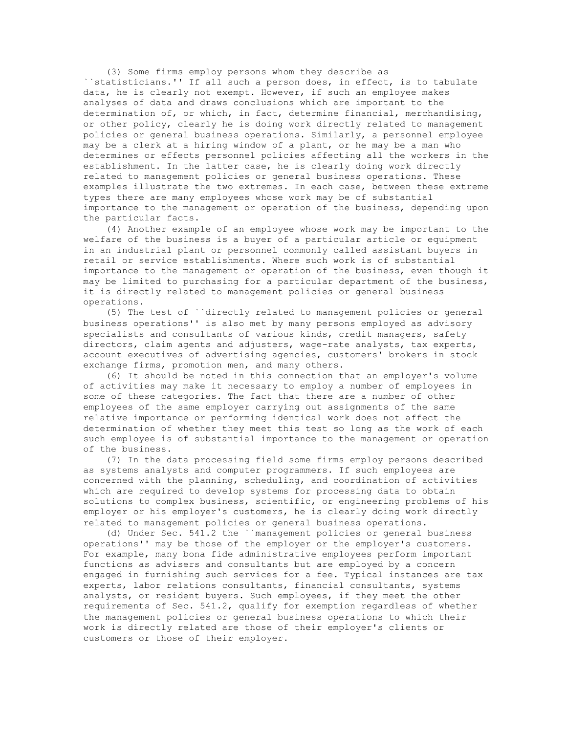(3) Some firms employ persons whom they describe as ``statisticians.'' If all such a person does, in effect, is to tabulate data, he is clearly not exempt. However, if such an employee makes analyses of data and draws conclusions which are important to the determination of, or which, in fact, determine financial, merchandising, or other policy, clearly he is doing work directly related to management policies or general business operations. Similarly, a personnel employee may be a clerk at a hiring window of a plant, or he may be a man who determines or effects personnel policies affecting all the workers in the establishment. In the latter case, he is clearly doing work directly related to management policies or general business operations. These examples illustrate the two extremes. In each case, between these extreme types there are many employees whose work may be of substantial importance to the management or operation of the business, depending upon the particular facts.

(4) Another example of an employee whose work may be important to the welfare of the business is a buyer of a particular article or equipment in an industrial plant or personnel commonly called assistant buyers in retail or service establishments. Where such work is of substantial importance to the management or operation of the business, even though it may be limited to purchasing for a particular department of the business, it is directly related to management policies or general business operations.

(5) The test of ``directly related to management policies or general business operations'' is also met by many persons employed as advisory specialists and consultants of various kinds, credit managers, safety directors, claim agents and adjusters, wage-rate analysts, tax experts, account executives of advertising agencies, customers' brokers in stock exchange firms, promotion men, and many others.

(6) It should be noted in this connection that an employer's volume of activities may make it necessary to employ a number of employees in some of these categories. The fact that there are a number of other employees of the same employer carrying out assignments of the same relative importance or performing identical work does not affect the determination of whether they meet this test so long as the work of each such employee is of substantial importance to the management or operation of the business.

(7) In the data processing field some firms employ persons described as systems analysts and computer programmers. If such employees are concerned with the planning, scheduling, and coordination of activities which are required to develop systems for processing data to obtain solutions to complex business, scientific, or engineering problems of his employer or his employer's customers, he is clearly doing work directly related to management policies or general business operations.

(d) Under Sec. 541.2 the ``management policies or general business operations'' may be those of the employer or the employer's customers. For example, many bona fide administrative employees perform important functions as advisers and consultants but are employed by a concern engaged in furnishing such services for a fee. Typical instances are tax experts, labor relations consultants, financial consultants, systems analysts, or resident buyers. Such employees, if they meet the other requirements of Sec. 541.2, qualify for exemption regardless of whether the management policies or general business operations to which their work is directly related are those of their employer's clients or customers or those of their employer.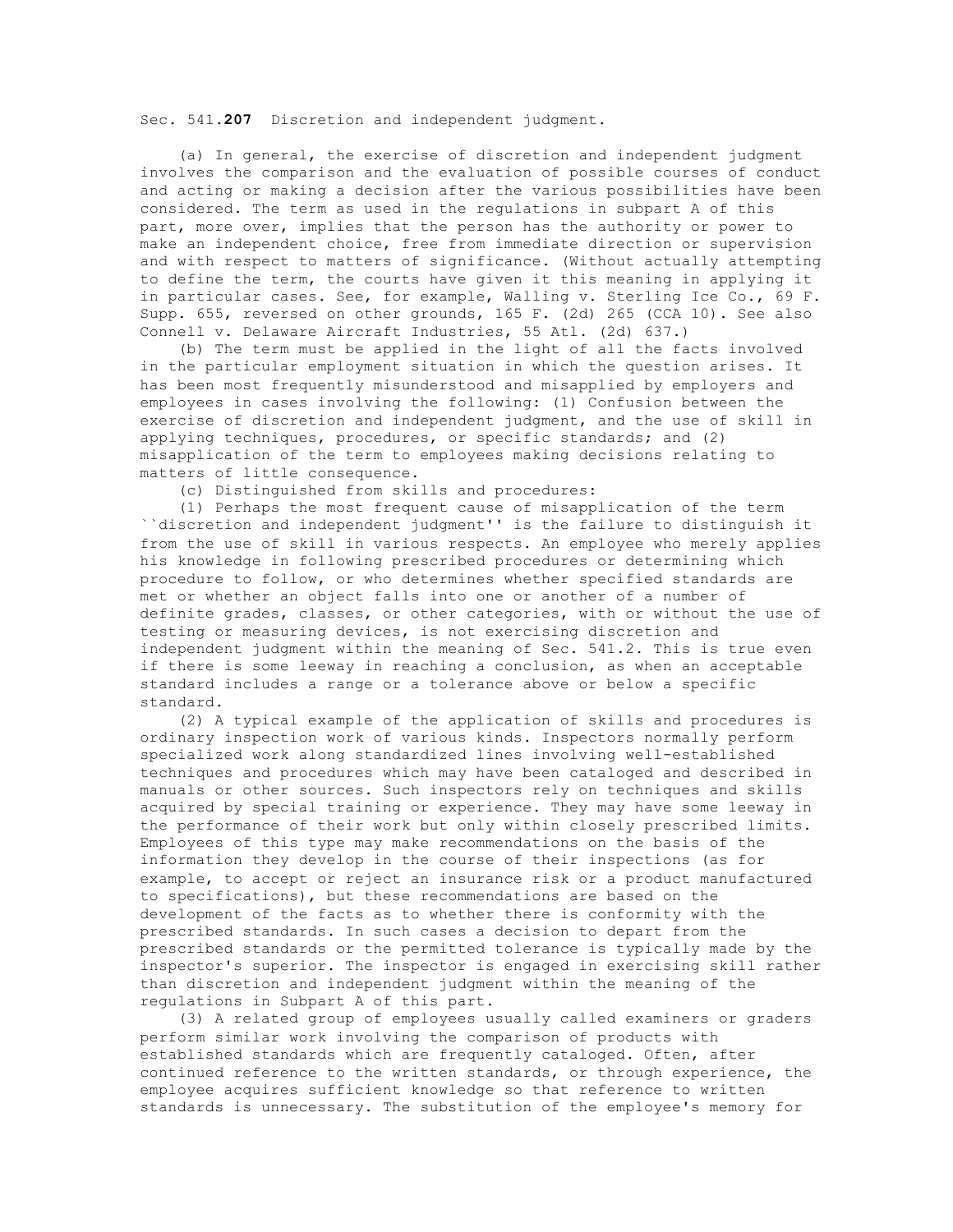Sec. 541.**207** Discretion and independent judgment.

(a) In general, the exercise of discretion and independent judgment involves the comparison and the evaluation of possible courses of conduct and acting or making a decision after the various possibilities have been considered. The term as used in the regulations in subpart A of this part, more over, implies that the person has the authority or power to make an independent choice, free from immediate direction or supervision and with respect to matters of significance. (Without actually attempting to define the term, the courts have given it this meaning in applying it in particular cases. See, for example, Walling v. Sterling Ice Co., 69 F. Supp. 655, reversed on other grounds, 165 F. (2d) 265 (CCA 10). See also Connell v. Delaware Aircraft Industries, 55 Atl. (2d) 637.)

(b) The term must be applied in the light of all the facts involved in the particular employment situation in which the question arises. It has been most frequently misunderstood and misapplied by employers and employees in cases involving the following: (1) Confusion between the exercise of discretion and independent judgment, and the use of skill in applying techniques, procedures, or specific standards; and (2) misapplication of the term to employees making decisions relating to matters of little consequence.

(c) Distinguished from skills and procedures:

(1) Perhaps the most frequent cause of misapplication of the term ``discretion and independent judgment'' is the failure to distinguish it from the use of skill in various respects. An employee who merely applies his knowledge in following prescribed procedures or determining which procedure to follow, or who determines whether specified standards are met or whether an object falls into one or another of a number of definite grades, classes, or other categories, with or without the use of testing or measuring devices, is not exercising discretion and independent judgment within the meaning of Sec. 541.2. This is true even if there is some leeway in reaching a conclusion, as when an acceptable standard includes a range or a tolerance above or below a specific standard.

(2) A typical example of the application of skills and procedures is ordinary inspection work of various kinds. Inspectors normally perform specialized work along standardized lines involving well-established techniques and procedures which may have been cataloged and described in manuals or other sources. Such inspectors rely on techniques and skills acquired by special training or experience. They may have some leeway in the performance of their work but only within closely prescribed limits. Employees of this type may make recommendations on the basis of the information they develop in the course of their inspections (as for example, to accept or reject an insurance risk or a product manufactured to specifications), but these recommendations are based on the development of the facts as to whether there is conformity with the prescribed standards. In such cases a decision to depart from the prescribed standards or the permitted tolerance is typically made by the inspector's superior. The inspector is engaged in exercising skill rather than discretion and independent judgment within the meaning of the regulations in Subpart A of this part.

(3) A related group of employees usually called examiners or graders perform similar work involving the comparison of products with established standards which are frequently cataloged. Often, after continued reference to the written standards, or through experience, the employee acquires sufficient knowledge so that reference to written standards is unnecessary. The substitution of the employee's memory for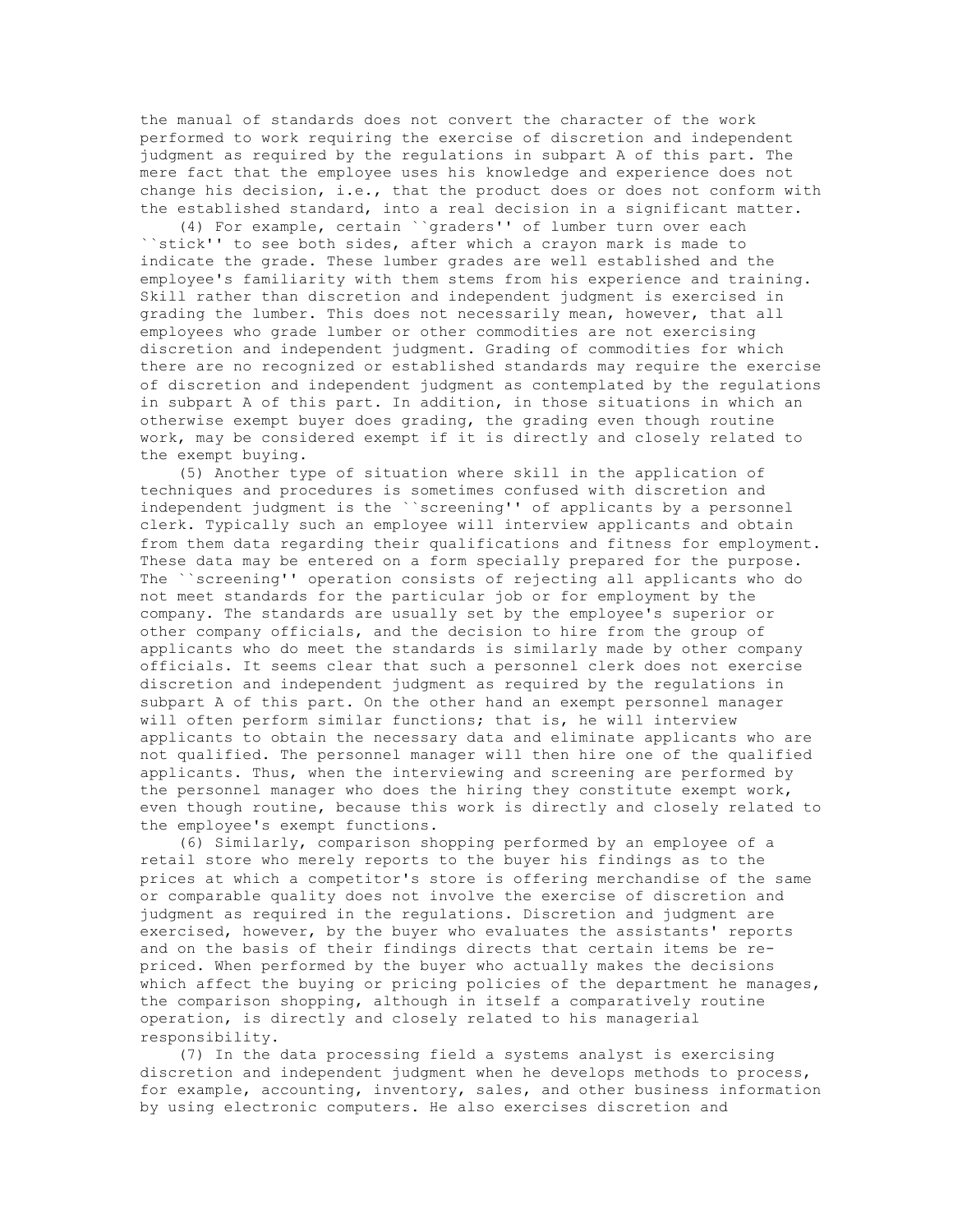the manual of standards does not convert the character of the work performed to work requiring the exercise of discretion and independent judgment as required by the regulations in subpart A of this part. The mere fact that the employee uses his knowledge and experience does not change his decision, i.e., that the product does or does not conform with the established standard, into a real decision in a significant matter.

(4) For example, certain ``graders'' of lumber turn over each ``stick'' to see both sides, after which a crayon mark is made to indicate the grade. These lumber grades are well established and the employee's familiarity with them stems from his experience and training. Skill rather than discretion and independent judgment is exercised in grading the lumber. This does not necessarily mean, however, that all employees who grade lumber or other commodities are not exercising discretion and independent judgment. Grading of commodities for which there are no recognized or established standards may require the exercise of discretion and independent judgment as contemplated by the regulations in subpart A of this part. In addition, in those situations in which an otherwise exempt buyer does grading, the grading even though routine work, may be considered exempt if it is directly and closely related to the exempt buying.

(5) Another type of situation where skill in the application of techniques and procedures is sometimes confused with discretion and independent judgment is the ``screening'' of applicants by a personnel clerk. Typically such an employee will interview applicants and obtain from them data regarding their qualifications and fitness for employment. These data may be entered on a form specially prepared for the purpose. The ``screening'' operation consists of rejecting all applicants who do not meet standards for the particular job or for employment by the company. The standards are usually set by the employee's superior or other company officials, and the decision to hire from the group of applicants who do meet the standards is similarly made by other company officials. It seems clear that such a personnel clerk does not exercise discretion and independent judgment as required by the regulations in subpart A of this part. On the other hand an exempt personnel manager will often perform similar functions; that is, he will interview applicants to obtain the necessary data and eliminate applicants who are not qualified. The personnel manager will then hire one of the qualified applicants. Thus, when the interviewing and screening are performed by the personnel manager who does the hiring they constitute exempt work, even though routine, because this work is directly and closely related to the employee's exempt functions.

(6) Similarly, comparison shopping performed by an employee of a retail store who merely reports to the buyer his findings as to the prices at which a competitor's store is offering merchandise of the same or comparable quality does not involve the exercise of discretion and judgment as required in the regulations. Discretion and judgment are exercised, however, by the buyer who evaluates the assistants' reports and on the basis of their findings directs that certain items be re-priced. When performed by the buyer who actually makes the decisions which affect the buying or pricing policies of the department he manages, the comparison shopping, although in itself a comparatively routine operation, is directly and closely related to his managerial responsibility.

(7) In the data processing field a systems analyst is exercising discretion and independent judgment when he develops methods to process, for example, accounting, inventory, sales, and other business information by using electronic computers. He also exercises discretion and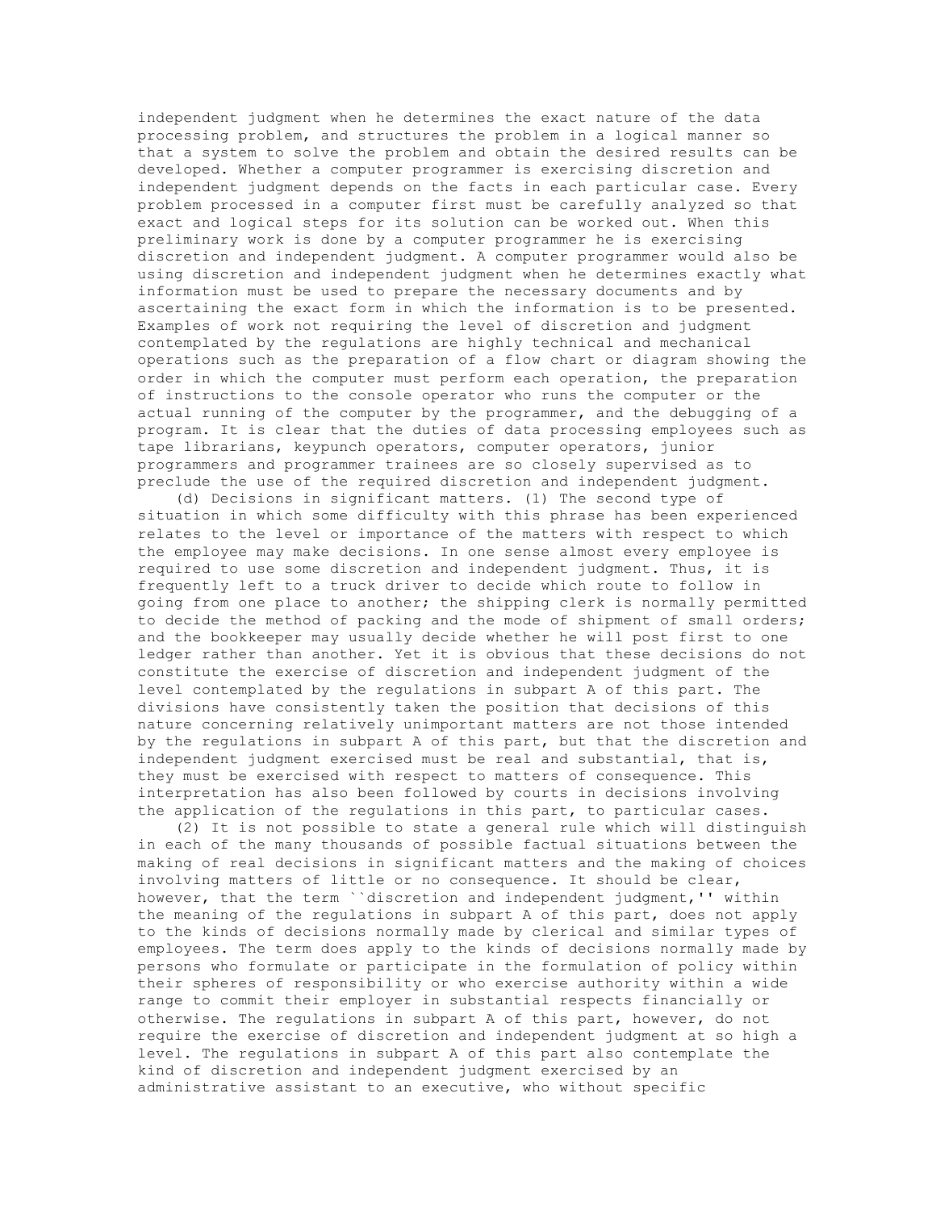independent judgment when he determines the exact nature of the data processing problem, and structures the problem in a logical manner so that a system to solve the problem and obtain the desired results can be developed. Whether a computer programmer is exercising discretion and independent judgment depends on the facts in each particular case. Every problem processed in a computer first must be carefully analyzed so that exact and logical steps for its solution can be worked out. When this preliminary work is done by a computer programmer he is exercising discretion and independent judgment. A computer programmer would also be using discretion and independent judgment when he determines exactly what information must be used to prepare the necessary documents and by ascertaining the exact form in which the information is to be presented. Examples of work not requiring the level of discretion and judgment contemplated by the regulations are highly technical and mechanical operations such as the preparation of a flow chart or diagram showing the order in which the computer must perform each operation, the preparation of instructions to the console operator who runs the computer or the actual running of the computer by the programmer, and the debugging of a program. It is clear that the duties of data processing employees such as tape librarians, keypunch operators, computer operators, junior programmers and programmer trainees are so closely supervised as to preclude the use of the required discretion and independent judgment.

(d) Decisions in significant matters. (1) The second type of situation in which some difficulty with this phrase has been experienced relates to the level or importance of the matters with respect to which the employee may make decisions. In one sense almost every employee is required to use some discretion and independent judgment. Thus, it is frequently left to a truck driver to decide which route to follow in going from one place to another; the shipping clerk is normally permitted to decide the method of packing and the mode of shipment of small orders; and the bookkeeper may usually decide whether he will post first to one ledger rather than another. Yet it is obvious that these decisions do not constitute the exercise of discretion and independent judgment of the level contemplated by the regulations in subpart A of this part. The divisions have consistently taken the position that decisions of this nature concerning relatively unimportant matters are not those intended by the regulations in subpart A of this part, but that the discretion and independent judgment exercised must be real and substantial, that is, they must be exercised with respect to matters of consequence. This interpretation has also been followed by courts in decisions involving the application of the regulations in this part, to particular cases.

(2) It is not possible to state a general rule which will distinguish in each of the many thousands of possible factual situations between the making of real decisions in significant matters and the making of choices involving matters of little or no consequence. It should be clear, however, that the term ``discretion and independent judgment,'' within the meaning of the regulations in subpart A of this part, does not apply to the kinds of decisions normally made by clerical and similar types of employees. The term does apply to the kinds of decisions normally made by persons who formulate or participate in the formulation of policy within their spheres of responsibility or who exercise authority within a wide range to commit their employer in substantial respects financially or otherwise. The regulations in subpart A of this part, however, do not require the exercise of discretion and independent judgment at so high a level. The regulations in subpart A of this part also contemplate the kind of discretion and independent judgment exercised by an administrative assistant to an executive, who without specific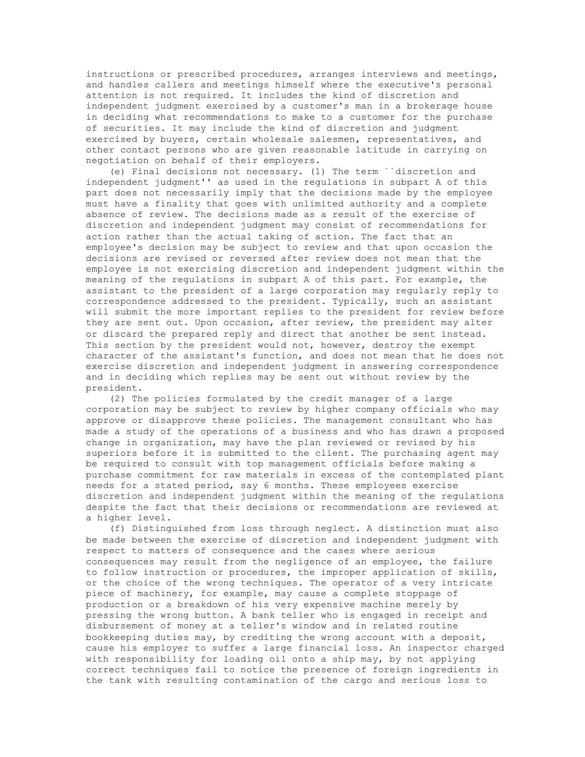instructions or prescribed procedures, arranges interviews and meetings, and handles callers and meetings himself where the executive's personal attention is not required. It includes the kind of discretion and independent judgment exercised by a customer's man in a brokerage house in deciding what recommendations to make to a customer for the purchase of securities. It may include the kind of discretion and judgment exercised by buyers, certain wholesale salesmen, representatives, and other contact persons who are given reasonable latitude in carrying on negotiation on behalf of their employers.

(e) Final decisions not necessary. (1) The term ``discretion and independent judgment'' as used in the regulations in subpart A of this part does not necessarily imply that the decisions made by the employee must have a finality that goes with unlimited authority and a complete absence of review. The decisions made as a result of the exercise of discretion and independent judgment may consist of recommendations for action rather than the actual taking of action. The fact that an employee's decision may be subject to review and that upon occasion the decisions are revised or reversed after review does not mean that the employee is not exercising discretion and independent judgment within the meaning of the regulations in subpart A of this part. For example, the assistant to the president of a large corporation may regularly reply to correspondence addressed to the president. Typically, such an assistant will submit the more important replies to the president for review before they are sent out. Upon occasion, after review, the president may alter or discard the prepared reply and direct that another be sent instead. This section by the president would not, however, destroy the exempt character of the assistant's function, and does not mean that he does not exercise discretion and independent judgment in answering correspondence and in deciding which replies may be sent out without review by the president.

(2) The policies formulated by the credit manager of a large corporation may be subject to review by higher company officials who may approve or disapprove these policies. The management consultant who has made a study of the operations of a business and who has drawn a proposed change in organization, may have the plan reviewed or revised by his superiors before it is submitted to the client. The purchasing agent may be required to consult with top management officials before making a purchase commitment for raw materials in excess of the contemplated plant needs for a stated period, say 6 months. These employees exercise discretion and independent judgment within the meaning of the regulations despite the fact that their decisions or recommendations are reviewed at a higher level.

(f) Distinguished from loss through neglect. A distinction must also be made between the exercise of discretion and independent judgment with respect to matters of consequence and the cases where serious consequences may result from the negligence of an employee, the failure to follow instruction or procedures, the improper application of skills, or the choice of the wrong techniques. The operator of a very intricate piece of machinery, for example, may cause a complete stoppage of production or a breakdown of his very expensive machine merely by pressing the wrong button. A bank teller who is engaged in receipt and disbursement of money at a teller's window and in related routine bookkeeping duties may, by crediting the wrong account with a deposit, cause his employer to suffer a large financial loss. An inspector charged with responsibility for loading oil onto a ship may, by not applying correct techniques fail to notice the presence of foreign ingredients in the tank with resulting contamination of the cargo and serious loss to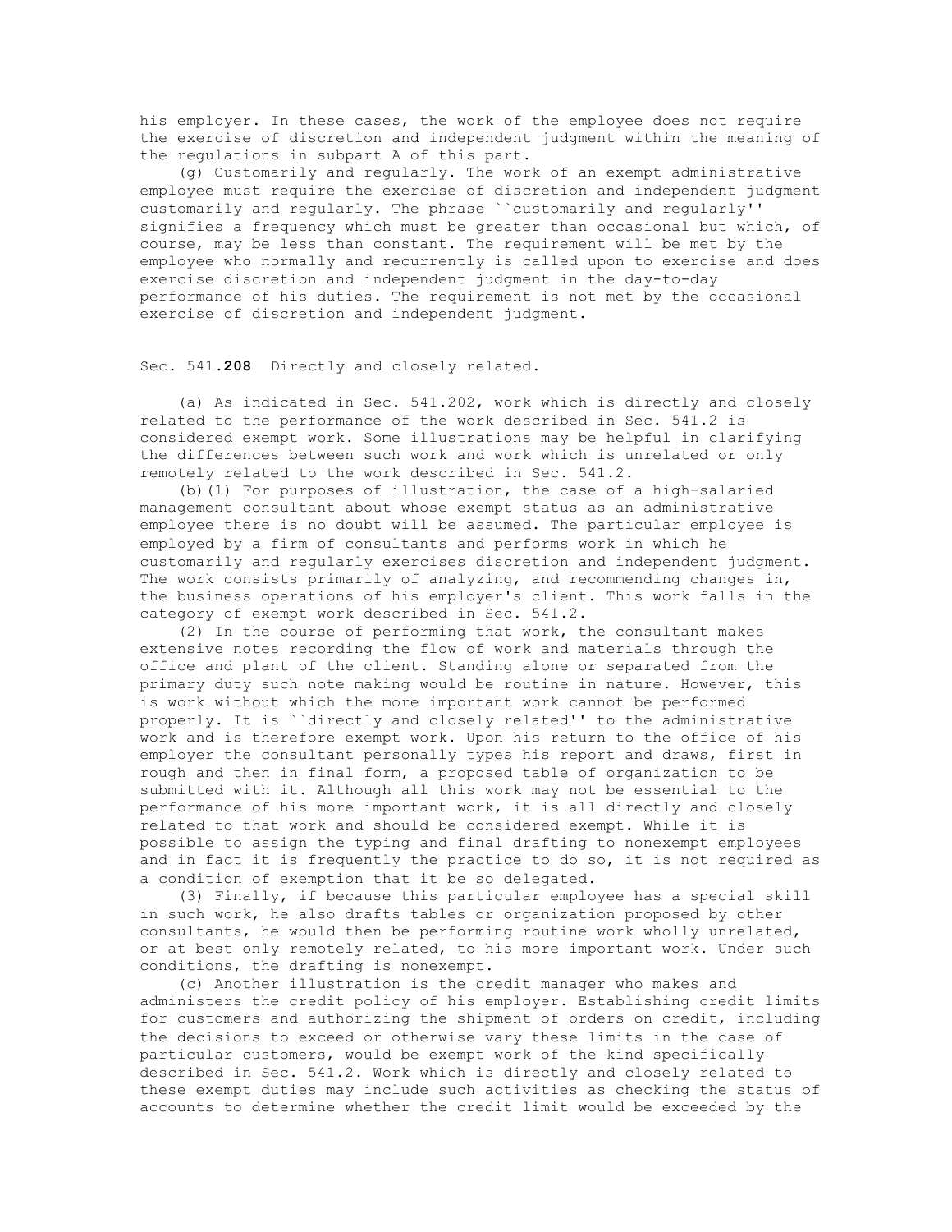his employer. In these cases, the work of the employee does not require the exercise of discretion and independent judgment within the meaning of the regulations in subpart A of this part.

(g) Customarily and regularly. The work of an exempt administrative employee must require the exercise of discretion and independent judgment customarily and regularly. The phrase ``customarily and regularly'' signifies a frequency which must be greater than occasional but which, of course, may be less than constant. The requirement will be met by the employee who normally and recurrently is called upon to exercise and does exercise discretion and independent judgment in the day-to-day performance of his duties. The requirement is not met by the occasional exercise of discretion and independent judgment.

Sec. 541.**208** Directly and closely related.

(a) As indicated in Sec. 541.202, work which is directly and closely related to the performance of the work described in Sec. 541.2 is considered exempt work. Some illustrations may be helpful in clarifying the differences between such work and work which is unrelated or only remotely related to the work described in Sec. 541.2.

(b)(1) For purposes of illustration, the case of a high-salaried management consultant about whose exempt status as an administrative employee there is no doubt will be assumed. The particular employee is employed by a firm of consultants and performs work in which he customarily and regularly exercises discretion and independent judgment. The work consists primarily of analyzing, and recommending changes in, the business operations of his employer's client. This work falls in the category of exempt work described in Sec. 541.2.

(2) In the course of performing that work, the consultant makes extensive notes recording the flow of work and materials through the office and plant of the client. Standing alone or separated from the primary duty such note making would be routine in nature. However, this is work without which the more important work cannot be performed properly. It is ``directly and closely related'' to the administrative work and is therefore exempt work. Upon his return to the office of his employer the consultant personally types his report and draws, first in rough and then in final form, a proposed table of organization to be submitted with it. Although all this work may not be essential to the performance of his more important work, it is all directly and closely related to that work and should be considered exempt. While it is possible to assign the typing and final drafting to nonexempt employees and in fact it is frequently the practice to do so, it is not required as a condition of exemption that it be so delegated.

(3) Finally, if because this particular employee has a special skill in such work, he also drafts tables or organization proposed by other consultants, he would then be performing routine work wholly unrelated, or at best only remotely related, to his more important work. Under such conditions, the drafting is nonexempt.

(c) Another illustration is the credit manager who makes and administers the credit policy of his employer. Establishing credit limits for customers and authorizing the shipment of orders on credit, including the decisions to exceed or otherwise vary these limits in the case of particular customers, would be exempt work of the kind specifically described in Sec. 541.2. Work which is directly and closely related to these exempt duties may include such activities as checking the status of accounts to determine whether the credit limit would be exceeded by the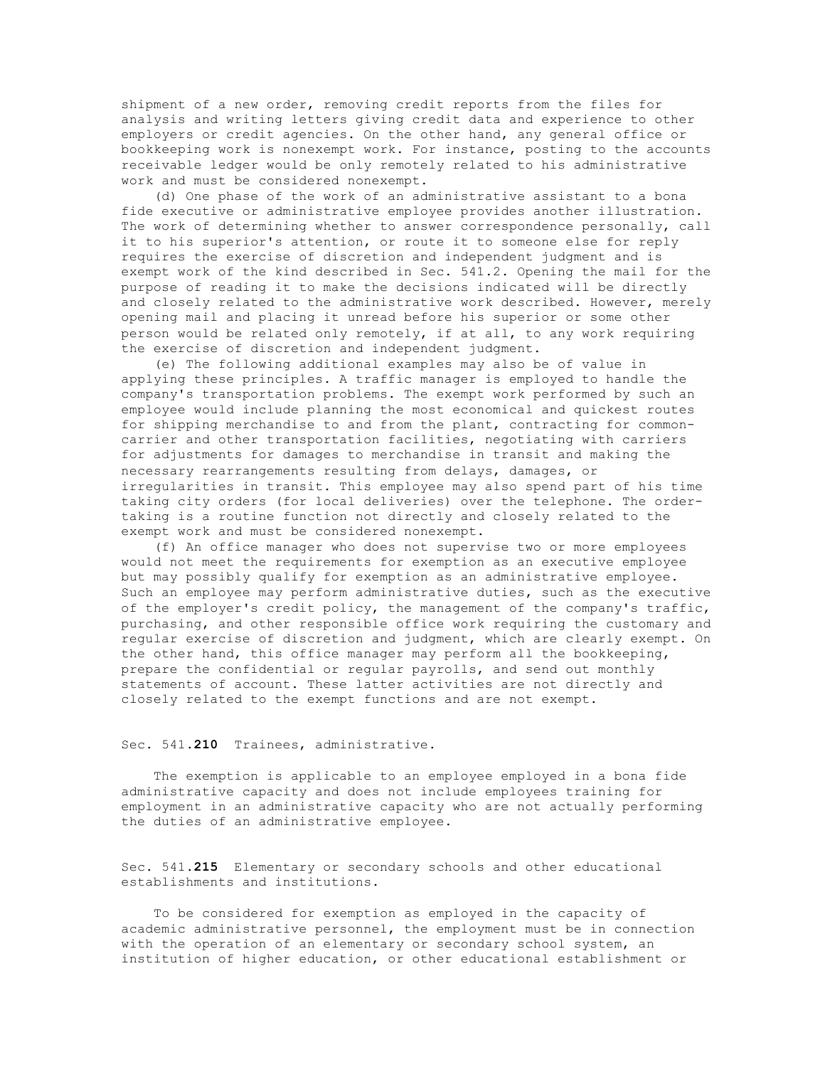shipment of a new order, removing credit reports from the files for analysis and writing letters giving credit data and experience to other employers or credit agencies. On the other hand, any general office or bookkeeping work is nonexempt work. For instance, posting to the accounts receivable ledger would be only remotely related to his administrative work and must be considered nonexempt.

(d) One phase of the work of an administrative assistant to a bona fide executive or administrative employee provides another illustration. The work of determining whether to answer correspondence personally, call it to his superior's attention, or route it to someone else for reply requires the exercise of discretion and independent judgment and is exempt work of the kind described in Sec. 541.2. Opening the mail for the purpose of reading it to make the decisions indicated will be directly and closely related to the administrative work described. However, merely opening mail and placing it unread before his superior or some other person would be related only remotely, if at all, to any work requiring the exercise of discretion and independent judgment.

(e) The following additional examples may also be of value in applying these principles. A traffic manager is employed to handle the company's transportation problems. The exempt work performed by such an employee would include planning the most economical and quickest routes for shipping merchandise to and from the plant, contracting for common-carrier and other transportation facilities, negotiating with carriers for adjustments for damages to merchandise in transit and making the necessary rearrangements resulting from delays, damages, or irregularities in transit. This employee may also spend part of his time taking city orders (for local deliveries) over the telephone. The order-taking is a routine function not directly and closely related to the exempt work and must be considered nonexempt.

(f) An office manager who does not supervise two or more employees would not meet the requirements for exemption as an executive employee but may possibly qualify for exemption as an administrative employee. Such an employee may perform administrative duties, such as the executive of the employer's credit policy, the management of the company's traffic, purchasing, and other responsible office work requiring the customary and regular exercise of discretion and judgment, which are clearly exempt. On the other hand, this office manager may perform all the bookkeeping, prepare the confidential or regular payrolls, and send out monthly statements of account. These latter activities are not directly and closely related to the exempt functions and are not exempt.

### Sec. 541.**210** Trainees, administrative.

The exemption is applicable to an employee employed in a bona fide administrative capacity and does not include employees training for employment in an administrative capacity who are not actually performing the duties of an administrative employee.

### Sec. 541.**215** Elementary or secondary schools and other educational establishments and institutions.

To be considered for exemption as employed in the capacity of academic administrative personnel, the employment must be in connection with the operation of an elementary or secondary school system, an institution of higher education, or other educational establishment or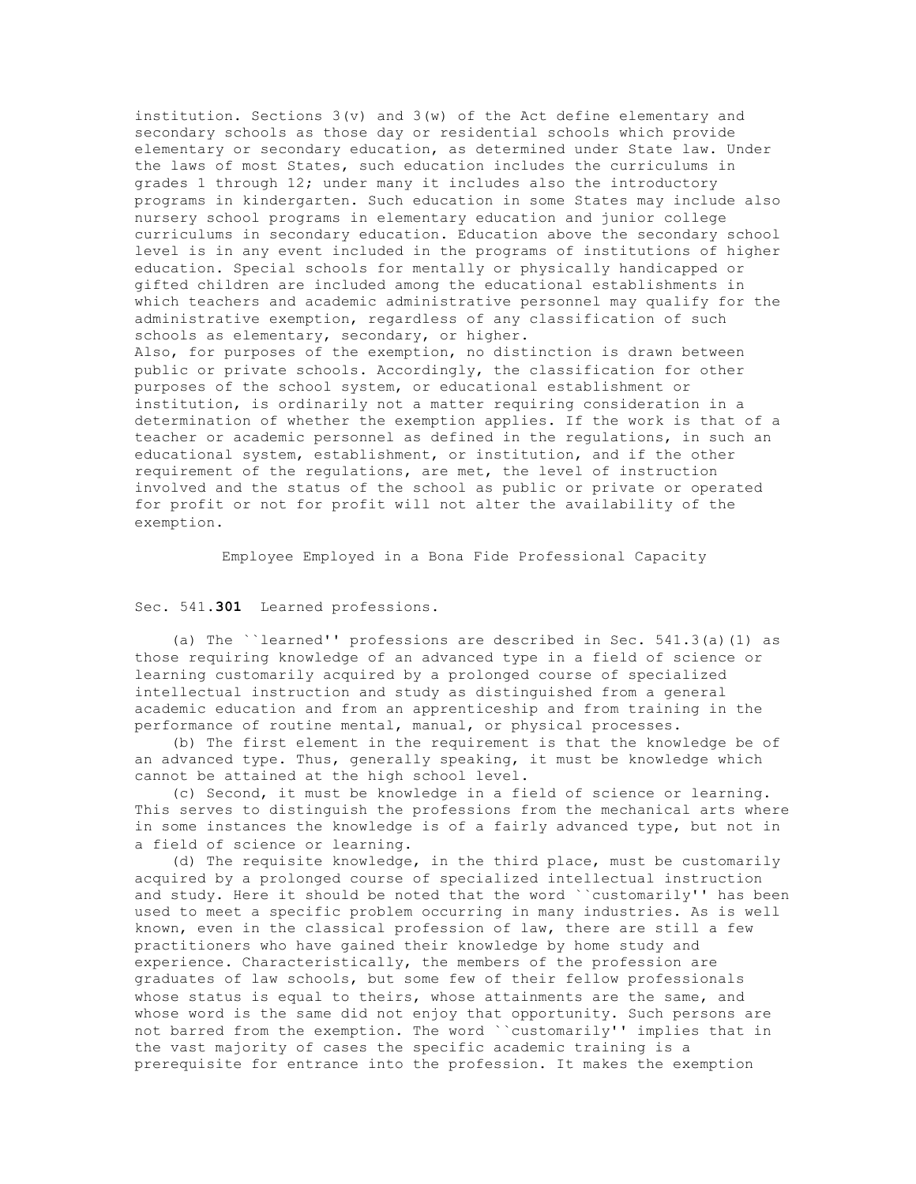institution. Sections 3(v) and 3(w) of the Act define elementary and secondary schools as those day or residential schools which provide elementary or secondary education, as determined under State law. Under the laws of most States, such education includes the curriculums in grades 1 through 12; under many it includes also the introductory programs in kindergarten. Such education in some States may include also nursery school programs in elementary education and junior college curriculums in secondary education. Education above the secondary school level is in any event included in the programs of institutions of higher education. Special schools for mentally or physically handicapped or gifted children are included among the educational establishments in which teachers and academic administrative personnel may qualify for the administrative exemption, regardless of any classification of such schools as elementary, secondary, or higher.

Also, for purposes of the exemption, no distinction is drawn between public or private schools. Accordingly, the classification for other purposes of the school system, or educational establishment or institution, is ordinarily not a matter requiring consideration in a determination of whether the exemption applies. If the work is that of a teacher or academic personnel as defined in the regulations, in such an educational system, establishment, or institution, and if the other requirement of the regulations, are met, the level of instruction involved and the status of the school as public or private or operated for profit or not for profit will not alter the availability of the exemption.

## Employee Employed in a Bona Fide Professional Capacity

### Sec. 541.**301** Learned professions.

(a) The ``learned'' professions are described in Sec. 541.3(a)(1) as those requiring knowledge of an advanced type in a field of science or learning customarily acquired by a prolonged course of specialized intellectual instruction and study as distinguished from a general academic education and from an apprenticeship and from training in the performance of routine mental, manual, or physical processes.

(b) The first element in the requirement is that the knowledge be of an advanced type. Thus, generally speaking, it must be knowledge which cannot be attained at the high school level.

(c) Second, it must be knowledge in a field of science or learning. This serves to distinguish the professions from the mechanical arts where in some instances the knowledge is of a fairly advanced type, but not in a field of science or learning.

(d) The requisite knowledge, in the third place, must be customarily acquired by a prolonged course of specialized intellectual instruction and study. Here it should be noted that the word ``customarily'' has been used to meet a specific problem occurring in many industries. As is well known, even in the classical profession of law, there are still a few practitioners who have gained their knowledge by home study and experience. Characteristically, the members of the profession are graduates of law schools, but some few of their fellow professionals whose status is equal to theirs, whose attainments are the same, and whose word is the same did not enjoy that opportunity. Such persons are not barred from the exemption. The word ``customarily'' implies that in the vast majority of cases the specific academic training is a prerequisite for entrance into the profession. It makes the exemption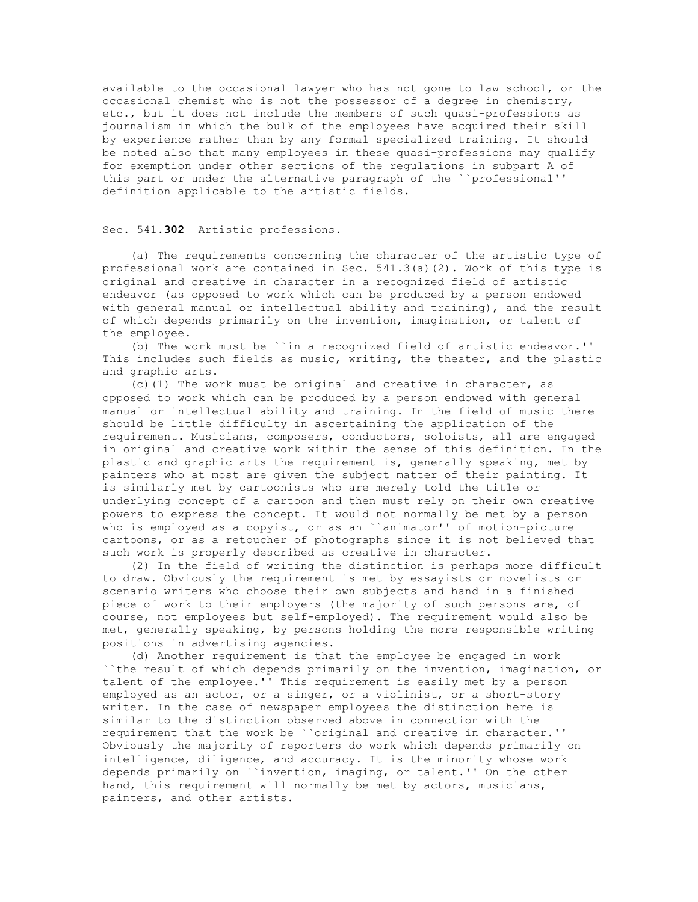available to the occasional lawyer who has not gone to law school, or the occasional chemist who is not the possessor of a degree in chemistry, etc., but it does not include the members of such quasi-professions as journalism in which the bulk of the employees have acquired their skill by experience rather than by any formal specialized training. It should be noted also that many employees in these quasi-professions may qualify for exemption under other sections of the regulations in subpart A of this part or under the alternative paragraph of the ``professional'' definition applicable to the artistic fields.

## Sec. 541.**302** Artistic professions.

(a) The requirements concerning the character of the artistic type of professional work are contained in Sec. 541.3(a)(2). Work of this type is original and creative in character in a recognized field of artistic endeavor (as opposed to work which can be produced by a person endowed with general manual or intellectual ability and training), and the result of which depends primarily on the invention, imagination, or talent of the employee.

(b) The work must be ``in a recognized field of artistic endeavor.'' This includes such fields as music, writing, the theater, and the plastic and graphic arts.

(c)(1) The work must be original and creative in character, as opposed to work which can be produced by a person endowed with general manual or intellectual ability and training. In the field of music there should be little difficulty in ascertaining the application of the requirement. Musicians, composers, conductors, soloists, all are engaged in original and creative work within the sense of this definition. In the plastic and graphic arts the requirement is, generally speaking, met by painters who at most are given the subject matter of their painting. It is similarly met by cartoonists who are merely told the title or underlying concept of a cartoon and then must rely on their own creative powers to express the concept. It would not normally be met by a person who is employed as a copyist, or as an ``animator'' of motion-picture cartoons, or as a retoucher of photographs since it is not believed that such work is properly described as creative in character.

(2) In the field of writing the distinction is perhaps more difficult to draw. Obviously the requirement is met by essayists or novelists or scenario writers who choose their own subjects and hand in a finished piece of work to their employers (the majority of such persons are, of course, not employees but self-employed). The requirement would also be met, generally speaking, by persons holding the more responsible writing positions in advertising agencies.

(d) Another requirement is that the employee be engaged in work ``the result of which depends primarily on the invention, imagination, or talent of the employee.'' This requirement is easily met by a person employed as an actor, or a singer, or a violinist, or a short-story writer. In the case of newspaper employees the distinction here is similar to the distinction observed above in connection with the requirement that the work be ``original and creative in character.'' Obviously the majority of reporters do work which depends primarily on intelligence, diligence, and accuracy. It is the minority whose work depends primarily on ``invention, imaging, or talent.'' On the other hand, this requirement will normally be met by actors, musicians, painters, and other artists.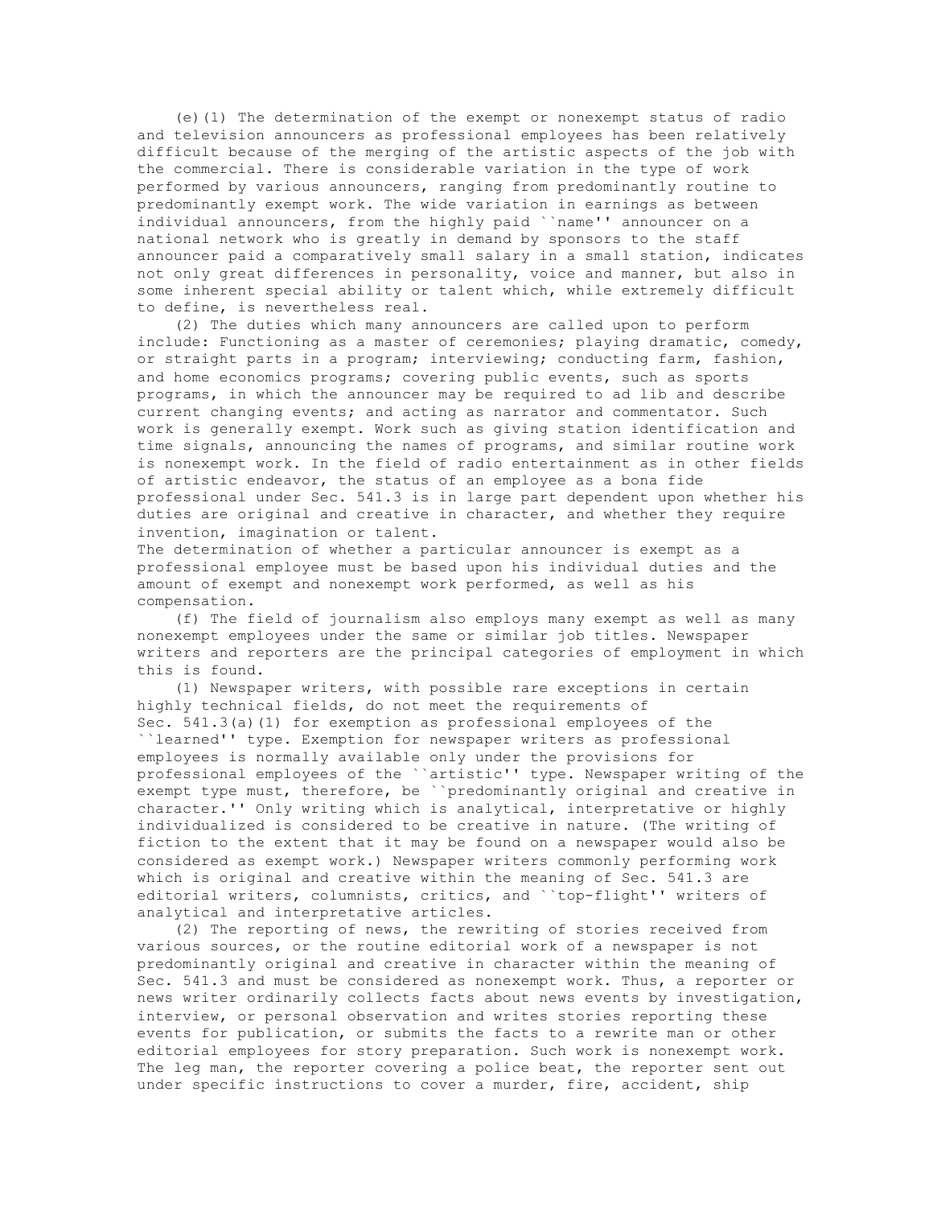(e)(1) The determination of the exempt or nonexempt status of radio and television announcers as professional employees has been relatively difficult because of the merging of the artistic aspects of the job with the commercial. There is considerable variation in the type of work performed by various announcers, ranging from predominantly routine to predominantly exempt work. The wide variation in earnings as between individual announcers, from the highly paid ``name'' announcer on a national network who is greatly in demand by sponsors to the staff announcer paid a comparatively small salary in a small station, indicates not only great differences in personality, voice and manner, but also in some inherent special ability or talent which, while extremely difficult to define, is nevertheless real.

(2) The duties which many announcers are called upon to perform include: Functioning as a master of ceremonies; playing dramatic, comedy, or straight parts in a program; interviewing; conducting farm, fashion, and home economics programs; covering public events, such as sports programs, in which the announcer may be required to ad lib and describe current changing events; and acting as narrator and commentator. Such work is generally exempt. Work such as giving station identification and time signals, announcing the names of programs, and similar routine work is nonexempt work. In the field of radio entertainment as in other fields of artistic endeavor, the status of an employee as a bona fide professional under Sec. 541.3 is in large part dependent upon whether his duties are original and creative in character, and whether they require invention, imagination or talent.

The determination of whether a particular announcer is exempt as a professional employee must be based upon his individual duties and the amount of exempt and nonexempt work performed, as well as his compensation.

(f) The field of journalism also employs many exempt as well as many nonexempt employees under the same or similar job titles. Newspaper writers and reporters are the principal categories of employment in which this is found.

(1) Newspaper writers, with possible rare exceptions in certain highly technical fields, do not meet the requirements of Sec. 541.3(a)(1) for exemption as professional employees of the ``learned'' type. Exemption for newspaper writers as professional employees is normally available only under the provisions for professional employees of the ``artistic'' type. Newspaper writing of the exempt type must, therefore, be ``predominantly original and creative in character.'' Only writing which is analytical, interpretative or highly individualized is considered to be creative in nature. (The writing of fiction to the extent that it may be found on a newspaper would also be considered as exempt work.) Newspaper writers commonly performing work which is original and creative within the meaning of Sec. 541.3 are editorial writers, columnists, critics, and ``top-flight'' writers of analytical and interpretative articles.

(2) The reporting of news, the rewriting of stories received from various sources, or the routine editorial work of a newspaper is not predominantly original and creative in character within the meaning of Sec. 541.3 and must be considered as nonexempt work. Thus, a reporter or news writer ordinarily collects facts about news events by investigation, interview, or personal observation and writes stories reporting these events for publication, or submits the facts to a rewrite man or other editorial employees for story preparation. Such work is nonexempt work. The leg man, the reporter covering a police beat, the reporter sent out under specific instructions to cover a murder, fire, accident, ship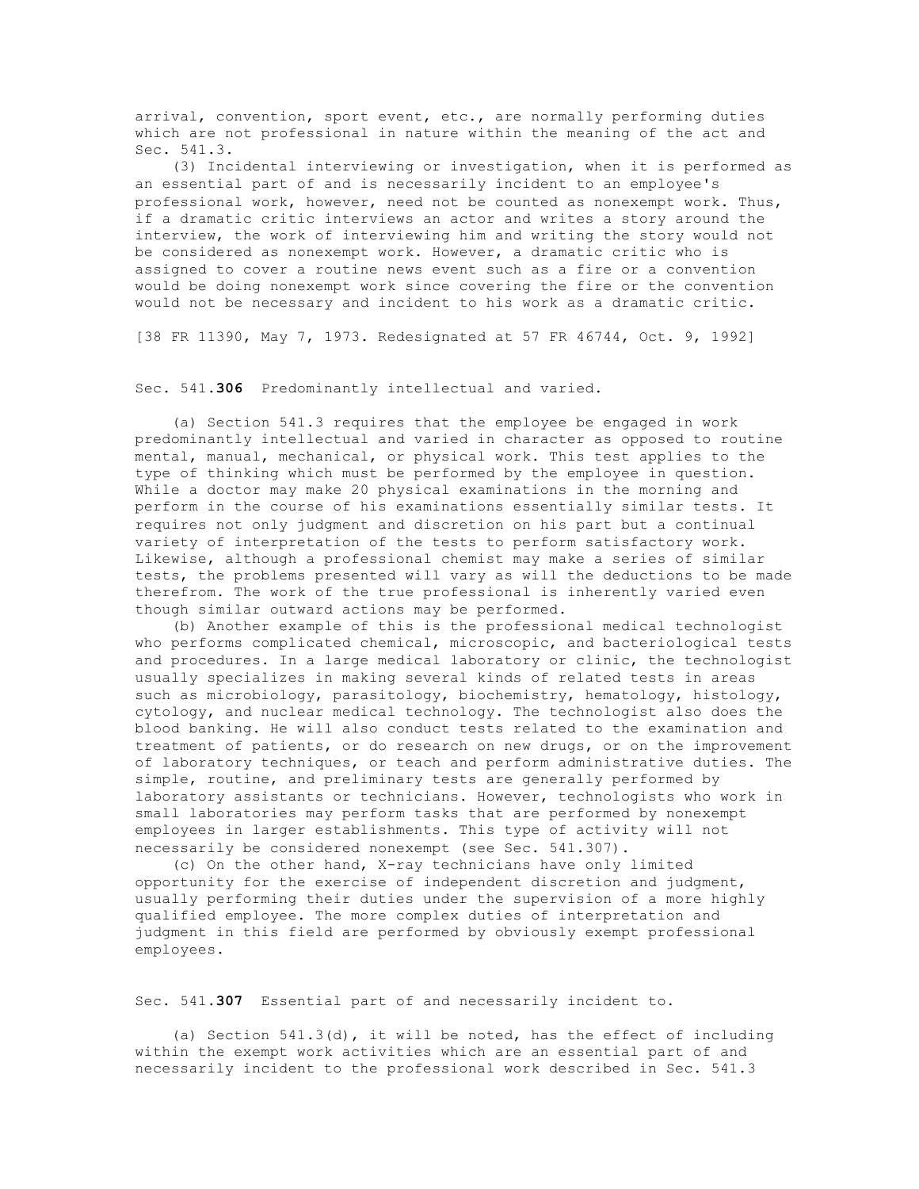arrival, convention, sport event, etc., are normally performing duties which are not professional in nature within the meaning of the act and Sec. 541.3.

(3) Incidental interviewing or investigation, when it is performed as an essential part of and is necessarily incident to an employee's professional work, however, need not be counted as nonexempt work. Thus, if a dramatic critic interviews an actor and writes a story around the interview, the work of interviewing him and writing the story would not be considered as nonexempt work. However, a dramatic critic who is assigned to cover a routine news event such as a fire or a convention would be doing nonexempt work since covering the fire or the convention would not be necessary and incident to his work as a dramatic critic.

[38 FR 11390, May 7, 1973. Redesignated at 57 FR 46744, Oct. 9, 1992]

## Sec. 541.**306** Predominantly intellectual and varied.

(a) Section 541.3 requires that the employee be engaged in work predominantly intellectual and varied in character as opposed to routine mental, manual, mechanical, or physical work. This test applies to the type of thinking which must be performed by the employee in question. While a doctor may make 20 physical examinations in the morning and perform in the course of his examinations essentially similar tests. It requires not only judgment and discretion on his part but a continual variety of interpretation of the tests to perform satisfactory work. Likewise, although a professional chemist may make a series of similar tests, the problems presented will vary as will the deductions to be made therefrom. The work of the true professional is inherently varied even though similar outward actions may be performed.

(b) Another example of this is the professional medical technologist who performs complicated chemical, microscopic, and bacteriological tests and procedures. In a large medical laboratory or clinic, the technologist usually specializes in making several kinds of related tests in areas such as microbiology, parasitology, biochemistry, hematology, histology, cytology, and nuclear medical technology. The technologist also does the blood banking. He will also conduct tests related to the examination and treatment of patients, or do research on new drugs, or on the improvement of laboratory techniques, or teach and perform administrative duties. The simple, routine, and preliminary tests are generally performed by laboratory assistants or technicians. However, technologists who work in small laboratories may perform tasks that are performed by nonexempt employees in larger establishments. This type of activity will not necessarily be considered nonexempt (see Sec. 541.307).

(c) On the other hand, X-ray technicians have only limited opportunity for the exercise of independent discretion and judgment, usually performing their duties under the supervision of a more highly qualified employee. The more complex duties of interpretation and judgment in this field are performed by obviously exempt professional employees.

## Sec. 541.**307** Essential part of and necessarily incident to.

(a) Section 541.3(d), it will be noted, has the effect of including within the exempt work activities which are an essential part of and necessarily incident to the professional work described in Sec. 541.3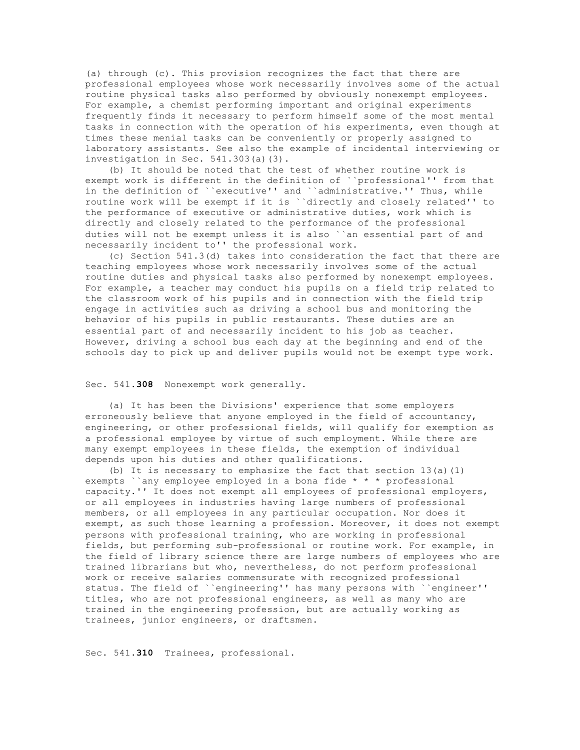(a) through (c). This provision recognizes the fact that there are professional employees whose work necessarily involves some of the actual routine physical tasks also performed by obviously nonexempt employees. For example, a chemist performing important and original experiments frequently finds it necessary to perform himself some of the most mental tasks in connection with the operation of his experiments, even though at times these menial tasks can be conveniently or properly assigned to laboratory assistants. See also the example of incidental interviewing or investigation in Sec. 541.303(a)(3).

(b) It should be noted that the test of whether routine work is exempt work is different in the definition of ``professional'' from that in the definition of ``executive'' and ``administrative.'' Thus, while routine work will be exempt if it is ``directly and closely related'' to the performance of executive or administrative duties, work which is directly and closely related to the performance of the professional duties will not be exempt unless it is also ``an essential part of and necessarily incident to'' the professional work.

(c) Section 541.3(d) takes into consideration the fact that there are teaching employees whose work necessarily involves some of the actual routine duties and physical tasks also performed by nonexempt employees. For example, a teacher may conduct his pupils on a field trip related to the classroom work of his pupils and in connection with the field trip engage in activities such as driving a school bus and monitoring the behavior of his pupils in public restaurants. These duties are an essential part of and necessarily incident to his job as teacher. However, driving a school bus each day at the beginning and end of the schools day to pick up and deliver pupils would not be exempt type work.

Sec. 541.**308** Nonexempt work generally.

(a) It has been the Divisions' experience that some employers erroneously believe that anyone employed in the field of accountancy, engineering, or other professional fields, will qualify for exemption as a professional employee by virtue of such employment. While there are many exempt employees in these fields, the exemption of individual depends upon his duties and other qualifications.

(b) It is necessary to emphasize the fact that section 13(a)(1) exempts ``any employee employed in a bona fide * * * professional capacity.'' It does not exempt all employees of professional employers, or all employees in industries having large numbers of professional members, or all employees in any particular occupation. Nor does it exempt, as such those learning a profession. Moreover, it does not exempt persons with professional training, who are working in professional fields, but performing sub-professional or routine work. For example, in the field of library science there are large numbers of employees who are trained librarians but who, nevertheless, do not perform professional work or receive salaries commensurate with recognized professional status. The field of ``engineering'' has many persons with ``engineer'' titles, who are not professional engineers, as well as many who are trained in the engineering profession, but are actually working as trainees, junior engineers, or draftsmen.

Sec. 541.**310** Trainees, professional.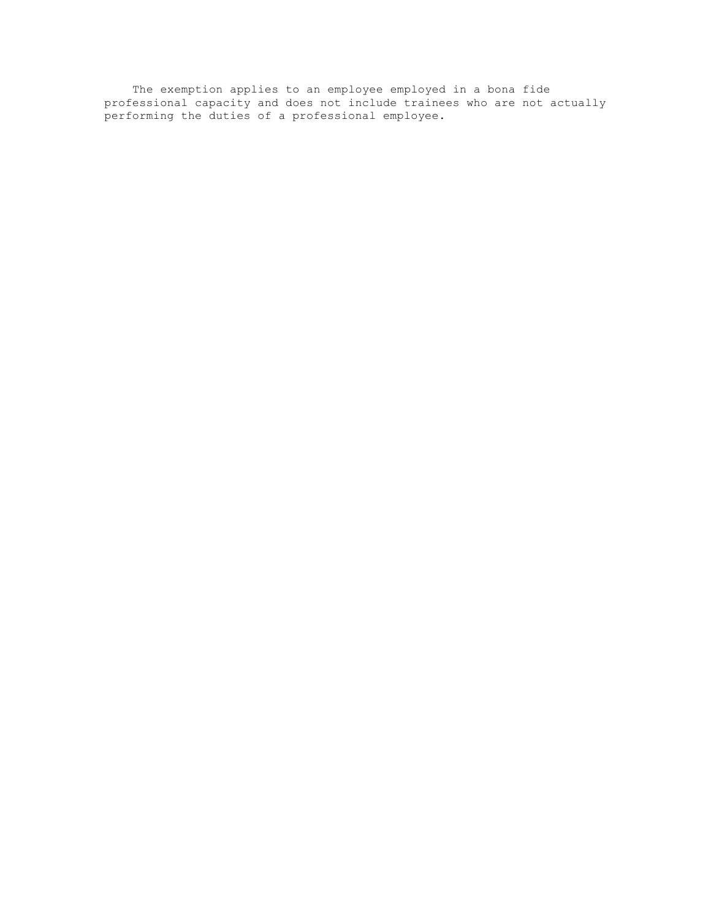The exemption applies to an employee employed in a bona fide professional capacity and does not include trainees who are not actually performing the duties of a professional employee.